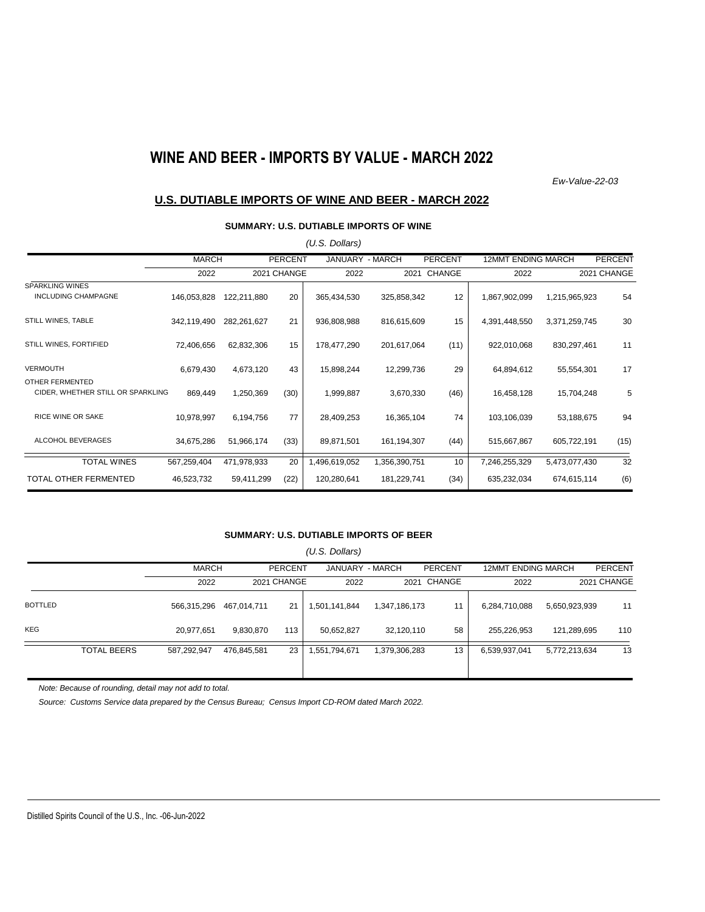# WINE AND BEER - IMPORTS BY VALUE - MARCH 2022

*Ew-Value-22-03*

## U.S. DUTIABLE IMPORTS OF WINE AND BEER - MARCH 2022

### SUMMARY: U.S. DUTIABLE IMPORTS OF WINE

*(U.S. Dollars)*

| | MARCH | | PERCENT | JANUARY - MARCH | | PERCENT | 12MMT ENDING MARCH | | PERCENT |
|---|---|---|---|---|---|---|---|---|---|
| | 2022 | 2021 | CHANGE | 2022 | 2021 | CHANGE | 2022 | 2021 | CHANGE |
| SPARKLING WINES INCLUDING CHAMPAGNE | 146,053,828 | 122,211,880 | 20 | 365,434,530 | 325,858,342 | 12 | 1,867,902,099 | 1,215,965,923 | 54 |
| STILL WINES, TABLE | 342,119,490 | 282,261,627 | 21 | 936,808,988 | 816,615,609 | 15 | 4,391,448,550 | 3,371,259,745 | 30 |
| STILL WINES, FORTIFIED | 72,406,656 | 62,832,306 | 15 | 178,477,290 | 201,617,064 | (11) | 922,010,068 | 830,297,461 | 11 |
| VERMOUTH | 6,679,430 | 4,673,120 | 43 | 15,898,244 | 12,299,736 | 29 | 64,894,612 | 55,554,301 | 17 |
| OTHER FERMENTED CIDER, WHETHER STILL OR SPARKLING | 869,449 | 1,250,369 | (30) | 1,999,887 | 3,670,330 | (46) | 16,458,128 | 15,704,248 | 5 |
| RICE WINE OR SAKE | 10,978,997 | 6,194,756 | 77 | 28,409,253 | 16,365,104 | 74 | 103,106,039 | 53,188,675 | 94 |
| ALCOHOL BEVERAGES | 34,675,286 | 51,966,174 | (33) | 89,871,501 | 161,194,307 | (44) | 515,667,867 | 605,722,191 | (15) |
| TOTAL WINES | 567,259,404 | 471,978,933 | 20 | 1,496,619,052 | 1,356,390,751 | 10 | 7,246,255,329 | 5,473,077,430 | 32 |
| TOTAL OTHER FERMENTED | 46,523,732 | 59,411,299 | (22) | 120,280,641 | 181,229,741 | (34) | 635,232,034 | 674,615,114 | (6) |

### SUMMARY: U.S. DUTIABLE IMPORTS OF BEER

*(U.S. Dollars)*

| | MARCH | | PERCENT | JANUARY - MARCH | | PERCENT | 12MMT ENDING MARCH | | PERCENT |
|---|---|---|---|---|---|---|---|---|---|
| | 2022 | 2021 | CHANGE | 2022 | 2021 | CHANGE | 2022 | 2021 | CHANGE |
| BOTTLED | 566,315,296 | 467,014,711 | 21 | 1,501,141,844 | 1,347,186,173 | 11 | 6,284,710,088 | 5,650,923,939 | 11 |
| KEG | 20,977,651 | 9,830,870 | 113 | 50,652,827 | 32,120,110 | 58 | 255,226,953 | 121,289,695 | 110 |
| TOTAL BEERS | 587,292,947 | 476,845,581 | 23 | 1,551,794,671 | 1,379,306,283 | 13 | 6,539,937,041 | 5,772,213,634 | 13 |

*Note: Because of rounding, detail may not add to total.*

*Source: Customs Service data prepared by the Census Bureau; Census Import CD-ROM dated March 2022.*

Distilled Spirits Council of the U.S., Inc. -06-Jun-2022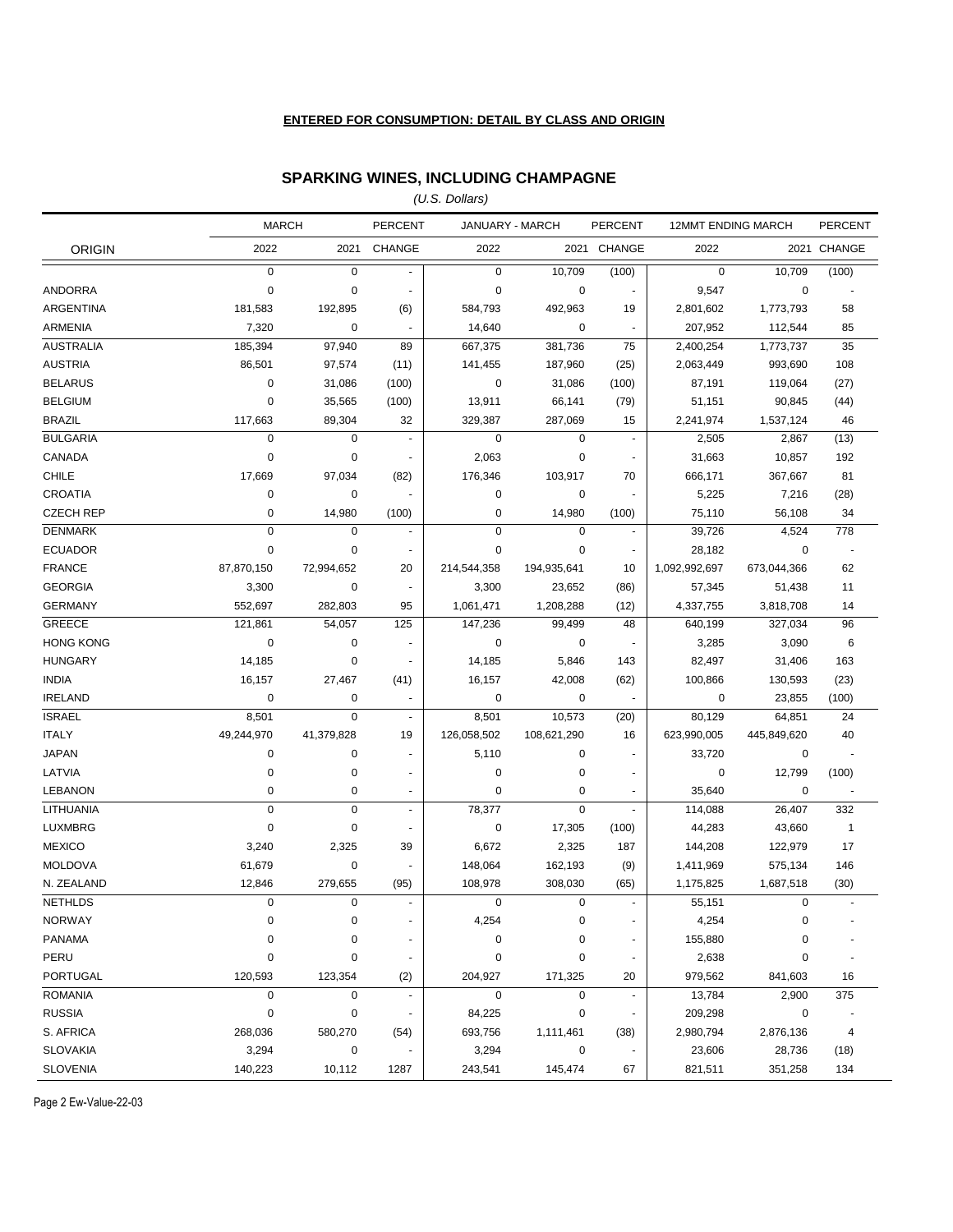**ENTERED FOR CONSUMPTION: DETAIL BY CLASS AND ORIGIN**

## SPARKING WINES, INCLUDING CHAMPAGNE

*(U.S. Dollars)*

| | MARCH | | PERCENT | JANUARY - MARCH | | PERCENT | 12MMT ENDING MARCH | | PERCENT |
|---|---|---|---|---|---|---|---|---|---|
| ORIGIN | 2022 | 2021 | CHANGE | 2022 | 2021 | CHANGE | 2022 | 2021 | CHANGE |
| | 0 | 0 | - | 0 | 10,709 | (100) | 0 | 10,709 | (100) |
| ANDORRA | 0 | 0 | - | 0 | 0 | - | 9,547 | 0 | - |
| ARGENTINA | 181,583 | 192,895 | (6) | 584,793 | 492,963 | 19 | 2,801,602 | 1,773,793 | 58 |
| ARMENIA | 7,320 | 0 | - | 14,640 | 0 | - | 207,952 | 112,544 | 85 |
| AUSTRALIA | 185,394 | 97,940 | 89 | 667,375 | 381,736 | 75 | 2,400,254 | 1,773,737 | 35 |
| AUSTRIA | 86,501 | 97,574 | (11) | 141,455 | 187,960 | (25) | 2,063,449 | 993,690 | 108 |
| BELARUS | 0 | 31,086 | (100) | 0 | 31,086 | (100) | 87,191 | 119,064 | (27) |
| BELGIUM | 0 | 35,565 | (100) | 13,911 | 66,141 | (79) | 51,151 | 90,845 | (44) |
| BRAZIL | 117,663 | 89,304 | 32 | 329,387 | 287,069 | 15 | 2,241,974 | 1,537,124 | 46 |
| BULGARIA | 0 | 0 | - | 0 | 0 | - | 2,505 | 2,867 | (13) |
| CANADA | 0 | 0 | - | 2,063 | 0 | - | 31,663 | 10,857 | 192 |
| CHILE | 17,669 | 97,034 | (82) | 176,346 | 103,917 | 70 | 666,171 | 367,667 | 81 |
| CROATIA | 0 | 0 | - | 0 | 0 | - | 5,225 | 7,216 | (28) |
| CZECH REP | 0 | 14,980 | (100) | 0 | 14,980 | (100) | 75,110 | 56,108 | 34 |
| DENMARK | 0 | 0 | - | 0 | 0 | - | 39,726 | 4,524 | 778 |
| ECUADOR | 0 | 0 | - | 0 | 0 | - | 28,182 | 0 | - |
| FRANCE | 87,870,150 | 72,994,652 | 20 | 214,544,358 | 194,935,641 | 10 | 1,092,992,697 | 673,044,366 | 62 |
| GEORGIA | 3,300 | 0 | - | 3,300 | 23,652 | (86) | 57,345 | 51,438 | 11 |
| GERMANY | 552,697 | 282,803 | 95 | 1,061,471 | 1,208,288 | (12) | 4,337,755 | 3,818,708 | 14 |
| GREECE | 121,861 | 54,057 | 125 | 147,236 | 99,499 | 48 | 640,199 | 327,034 | 96 |
| HONG KONG | 0 | 0 | - | 0 | 0 | - | 3,285 | 3,090 | 6 |
| HUNGARY | 14,185 | 0 | - | 14,185 | 5,846 | 143 | 82,497 | 31,406 | 163 |
| INDIA | 16,157 | 27,467 | (41) | 16,157 | 42,008 | (62) | 100,866 | 130,593 | (23) |
| IRELAND | 0 | 0 | - | 0 | 0 | - | 0 | 23,855 | (100) |
| ISRAEL | 8,501 | 0 | - | 8,501 | 10,573 | (20) | 80,129 | 64,851 | 24 |
| ITALY | 49,244,970 | 41,379,828 | 19 | 126,058,502 | 108,621,290 | 16 | 623,990,005 | 445,849,620 | 40 |
| JAPAN | 0 | 0 | - | 5,110 | 0 | - | 33,720 | 0 | - |
| LATVIA | 0 | 0 | - | 0 | 0 | - | 0 | 12,799 | (100) |
| LEBANON | 0 | 0 | - | 0 | 0 | - | 35,640 | 0 | - |
| LITHUANIA | 0 | 0 | - | 78,377 | 0 | - | 114,088 | 26,407 | 332 |
| LUXMBRG | 0 | 0 | - | 0 | 17,305 | (100) | 44,283 | 43,660 | 1 |
| MEXICO | 3,240 | 2,325 | 39 | 6,672 | 2,325 | 187 | 144,208 | 122,979 | 17 |
| MOLDOVA | 61,679 | 0 | - | 148,064 | 162,193 | (9) | 1,411,969 | 575,134 | 146 |
| N. ZEALAND | 12,846 | 279,655 | (95) | 108,978 | 308,030 | (65) | 1,175,825 | 1,687,518 | (30) |
| NETHLDS | 0 | 0 | - | 0 | 0 | - | 55,151 | 0 | - |
| NORWAY | 0 | 0 | - | 4,254 | 0 | - | 4,254 | 0 | - |
| PANAMA | 0 | 0 | - | 0 | 0 | - | 155,880 | 0 | - |
| PERU | 0 | 0 | - | 0 | 0 | - | 2,638 | 0 | - |
| PORTUGAL | 120,593 | 123,354 | (2) | 204,927 | 171,325 | 20 | 979,562 | 841,603 | 16 |
| ROMANIA | 0 | 0 | - | 0 | 0 | - | 13,784 | 2,900 | 375 |
| RUSSIA | 0 | 0 | - | 84,225 | 0 | - | 209,298 | 0 | - |
| S. AFRICA | 268,036 | 580,270 | (54) | 693,756 | 1,111,461 | (38) | 2,980,794 | 2,876,136 | 4 |
| SLOVAKIA | 3,294 | 0 | - | 3,294 | 0 | - | 23,606 | 28,736 | (18) |
| SLOVENIA | 140,223 | 10,112 | 1287 | 243,541 | 145,474 | 67 | 821,511 | 351,258 | 134 |

Page 2 Ew-Value-22-03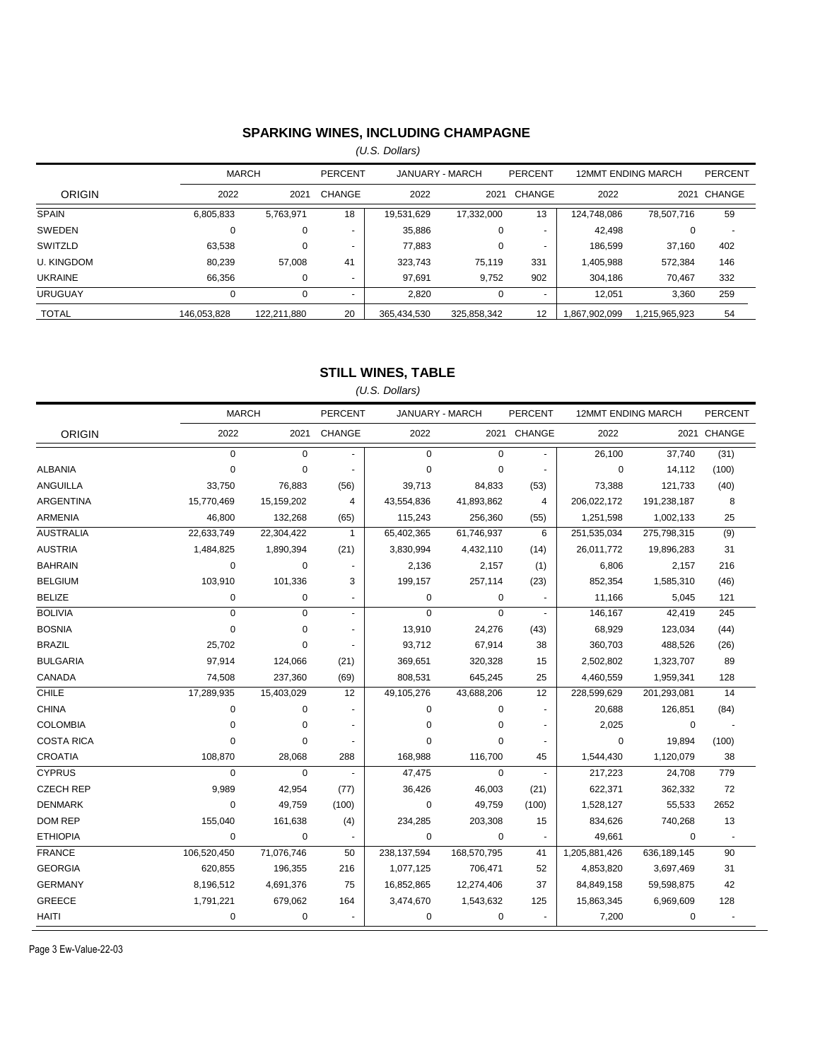## SPARKING WINES, INCLUDING CHAMPAGNE

*(U.S. Dollars)*

| ORIGIN | MARCH | | PERCENT | JANUARY - MARCH | | PERCENT | 12MMT ENDING MARCH | | PERCENT |
|---|---|---|---|---|---|---|---|---|---|
| | 2022 | 2021 | CHANGE | 2022 | 2021 | CHANGE | 2022 | 2021 | CHANGE |
| SPAIN | 6,805,833 | 5,763,971 | 18 | 19,531,629 | 17,332,000 | 13 | 124,748,086 | 78,507,716 | 59 |
| SWEDEN | 0 | 0 | - | 35,886 | 0 | - | 42,498 | 0 | - |
| SWITZLD | 63,538 | 0 | - | 77,883 | 0 | - | 186,599 | 37,160 | 402 |
| U. KINGDOM | 80,239 | 57,008 | 41 | 323,743 | 75,119 | 331 | 1,405,988 | 572,384 | 146 |
| UKRAINE | 66,356 | 0 | - | 97,691 | 9,752 | 902 | 304,186 | 70,467 | 332 |
| URUGUAY | 0 | 0 | - | 2,820 | 0 | - | 12,051 | 3,360 | 259 |
| TOTAL | 146,053,828 | 122,211,880 | 20 | 365,434,530 | 325,858,342 | 12 | 1,867,902,099 | 1,215,965,923 | 54 |

## STILL WINES, TABLE

*(U.S. Dollars)*

| ORIGIN | MARCH | | PERCENT | JANUARY - MARCH | | PERCENT | 12MMT ENDING MARCH | | PERCENT |
|---|---|---|---|---|---|---|---|---|---|
| | 2022 | 2021 | CHANGE | 2022 | 2021 | CHANGE | 2022 | 2021 | CHANGE |
| | 0 | 0 | - | 0 | 0 | - | 26,100 | 37,740 | (31) |
| ALBANIA | 0 | 0 | - | 0 | 0 | - | 0 | 14,112 | (100) |
| ANGUILLA | 33,750 | 76,883 | (56) | 39,713 | 84,833 | (53) | 73,388 | 121,733 | (40) |
| ARGENTINA | 15,770,469 | 15,159,202 | 4 | 43,554,836 | 41,893,862 | 4 | 206,022,172 | 191,238,187 | 8 |
| ARMENIA | 46,800 | 132,268 | (65) | 115,243 | 256,360 | (55) | 1,251,598 | 1,002,133 | 25 |
| AUSTRALIA | 22,633,749 | 22,304,422 | 1 | 65,402,365 | 61,746,937 | 6 | 251,535,034 | 275,798,315 | (9) |
| AUSTRIA | 1,484,825 | 1,890,394 | (21) | 3,830,994 | 4,432,110 | (14) | 26,011,772 | 19,896,283 | 31 |
| BAHRAIN | 0 | 0 | - | 2,136 | 2,157 | (1) | 6,806 | 2,157 | 216 |
| BELGIUM | 103,910 | 101,336 | 3 | 199,157 | 257,114 | (23) | 852,354 | 1,585,310 | (46) |
| BELIZE | 0 | 0 | - | 0 | 0 | - | 11,166 | 5,045 | 121 |
| BOLIVIA | 0 | 0 | - | 0 | 0 | - | 146,167 | 42,419 | 245 |
| BOSNIA | 0 | 0 | - | 13,910 | 24,276 | (43) | 68,929 | 123,034 | (44) |
| BRAZIL | 25,702 | 0 | - | 93,712 | 67,914 | 38 | 360,703 | 488,526 | (26) |
| BULGARIA | 97,914 | 124,066 | (21) | 369,651 | 320,328 | 15 | 2,502,802 | 1,323,707 | 89 |
| CANADA | 74,508 | 237,360 | (69) | 808,531 | 645,245 | 25 | 4,460,559 | 1,959,341 | 128 |
| CHILE | 17,289,935 | 15,403,029 | 12 | 49,105,276 | 43,688,206 | 12 | 228,599,629 | 201,293,081 | 14 |
| CHINA | 0 | 0 | - | 0 | 0 | - | 20,688 | 126,851 | (84) |
| COLOMBIA | 0 | 0 | - | 0 | 0 | - | 2,025 | 0 | - |
| COSTA RICA | 0 | 0 | - | 0 | 0 | - | 0 | 19,894 | (100) |
| CROATIA | 108,870 | 28,068 | 288 | 168,988 | 116,700 | 45 | 1,544,430 | 1,120,079 | 38 |
| CYPRUS | 0 | 0 | - | 47,475 | 0 | - | 217,223 | 24,708 | 779 |
| CZECH REP | 9,989 | 42,954 | (77) | 36,426 | 46,003 | (21) | 622,371 | 362,332 | 72 |
| DENMARK | 0 | 49,759 | (100) | 0 | 49,759 | (100) | 1,528,127 | 55,533 | 2652 |
| DOM REP | 155,040 | 161,638 | (4) | 234,285 | 203,308 | 15 | 834,626 | 740,268 | 13 |
| ETHIOPIA | 0 | 0 | - | 0 | 0 | - | 49,661 | 0 | - |
| FRANCE | 106,520,450 | 71,076,746 | 50 | 238,137,594 | 168,570,795 | 41 | 1,205,881,426 | 636,189,145 | 90 |
| GEORGIA | 620,855 | 196,355 | 216 | 1,077,125 | 706,471 | 52 | 4,853,820 | 3,697,469 | 31 |
| GERMANY | 8,196,512 | 4,691,376 | 75 | 16,852,865 | 12,274,406 | 37 | 84,849,158 | 59,598,875 | 42 |
| GREECE | 1,791,221 | 679,062 | 164 | 3,474,670 | 1,543,632 | 125 | 15,863,345 | 6,969,609 | 128 |
| HAITI | 0 | 0 | - | 0 | 0 | - | 7,200 | 0 | - |

Page 3 Ew-Value-22-03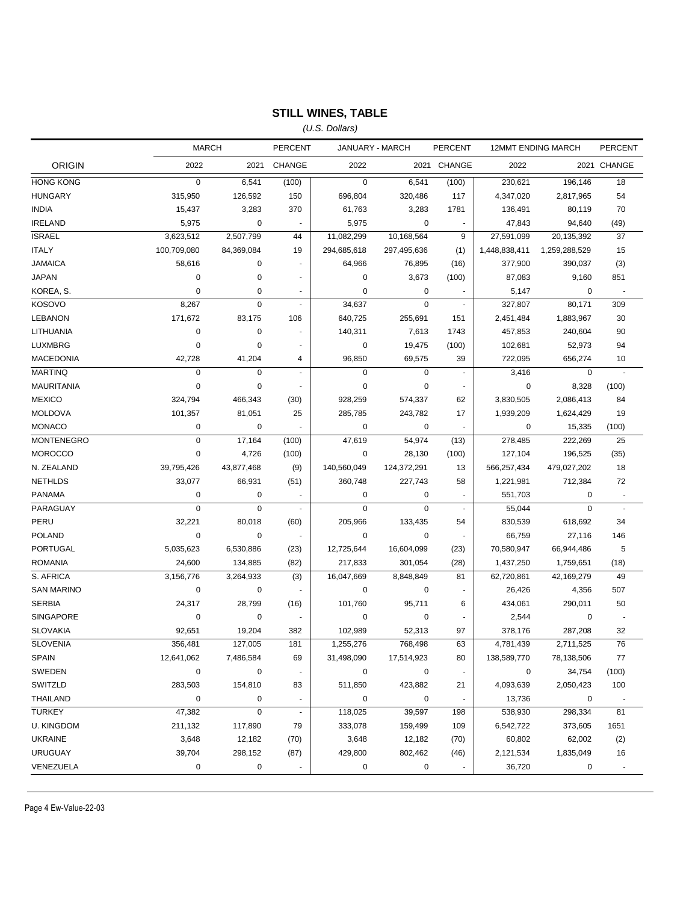## STILL WINES, TABLE

*(U.S. Dollars)*

| ORIGIN | MARCH 2022 | MARCH 2021 | PERCENT CHANGE | JANUARY - MARCH 2022 | JANUARY - MARCH 2021 | PERCENT CHANGE | 12MMT ENDING MARCH 2022 | 12MMT ENDING MARCH 2021 | PERCENT CHANGE |
|---|---|---|---|---|---|---|---|---|---|
| HONG KONG | 0 | 6,541 | (100) | 0 | 6,541 | (100) | 230,621 | 196,146 | 18 |
| HUNGARY | 315,950 | 126,592 | 150 | 696,804 | 320,486 | 117 | 4,347,020 | 2,817,965 | 54 |
| INDIA | 15,437 | 3,283 | 370 | 61,763 | 3,283 | 1781 | 136,491 | 80,119 | 70 |
| IRELAND | 5,975 | 0 | - | 5,975 | 0 | - | 47,843 | 94,640 | (49) |
| ISRAEL | 3,623,512 | 2,507,799 | 44 | 11,082,299 | 10,168,564 | 9 | 27,591,099 | 20,135,392 | 37 |
| ITALY | 100,709,080 | 84,369,084 | 19 | 294,685,618 | 297,495,636 | (1) | 1,448,838,411 | 1,259,288,529 | 15 |
| JAMAICA | 58,616 | 0 | - | 64,966 | 76,895 | (16) | 377,900 | 390,037 | (3) |
| JAPAN | 0 | 0 | - | 0 | 3,673 | (100) | 87,083 | 9,160 | 851 |
| KOREA, S. | 0 | 0 | - | 0 | 0 | - | 5,147 | 0 | - |
| KOSOVO | 8,267 | 0 | - | 34,637 | 0 | - | 327,807 | 80,171 | 309 |
| LEBANON | 171,672 | 83,175 | 106 | 640,725 | 255,691 | 151 | 2,451,484 | 1,883,967 | 30 |
| LITHUANIA | 0 | 0 | - | 140,311 | 7,613 | 1743 | 457,853 | 240,604 | 90 |
| LUXMBRG | 0 | 0 | - | 0 | 19,475 | (100) | 102,681 | 52,973 | 94 |
| MACEDONIA | 42,728 | 41,204 | 4 | 96,850 | 69,575 | 39 | 722,095 | 656,274 | 10 |
| MARTINQ | 0 | 0 | - | 0 | 0 | - | 3,416 | 0 | - |
| MAURITANIA | 0 | 0 | - | 0 | 0 | - | 0 | 8,328 | (100) |
| MEXICO | 324,794 | 466,343 | (30) | 928,259 | 574,337 | 62 | 3,830,505 | 2,086,413 | 84 |
| MOLDOVA | 101,357 | 81,051 | 25 | 285,785 | 243,782 | 17 | 1,939,209 | 1,624,429 | 19 |
| MONACO | 0 | 0 | - | 0 | 0 | - | 0 | 15,335 | (100) |
| MONTENEGRO | 0 | 17,164 | (100) | 47,619 | 54,974 | (13) | 278,485 | 222,269 | 25 |
| MOROCCO | 0 | 4,726 | (100) | 0 | 28,130 | (100) | 127,104 | 196,525 | (35) |
| N. ZEALAND | 39,795,426 | 43,877,468 | (9) | 140,560,049 | 124,372,291 | 13 | 566,257,434 | 479,027,202 | 18 |
| NETHLDS | 33,077 | 66,931 | (51) | 360,748 | 227,743 | 58 | 1,221,981 | 712,384 | 72 |
| PANAMA | 0 | 0 | - | 0 | 0 | - | 551,703 | 0 | - |
| PARAGUAY | 0 | 0 | - | 0 | 0 | - | 55,044 | 0 | - |
| PERU | 32,221 | 80,018 | (60) | 205,966 | 133,435 | 54 | 830,539 | 618,692 | 34 |
| POLAND | 0 | 0 | - | 0 | 0 | - | 66,759 | 27,116 | 146 |
| PORTUGAL | 5,035,623 | 6,530,886 | (23) | 12,725,644 | 16,604,099 | (23) | 70,580,947 | 66,944,486 | 5 |
| ROMANIA | 24,600 | 134,885 | (82) | 217,833 | 301,054 | (28) | 1,437,250 | 1,759,651 | (18) |
| S. AFRICA | 3,156,776 | 3,264,933 | (3) | 16,047,669 | 8,848,849 | 81 | 62,720,861 | 42,169,279 | 49 |
| SAN MARINO | 0 | 0 | - | 0 | 0 | - | 26,426 | 4,356 | 507 |
| SERBIA | 24,317 | 28,799 | (16) | 101,760 | 95,711 | 6 | 434,061 | 290,011 | 50 |
| SINGAPORE | 0 | 0 | - | 0 | 0 | - | 2,544 | 0 | - |
| SLOVAKIA | 92,651 | 19,204 | 382 | 102,989 | 52,313 | 97 | 378,176 | 287,208 | 32 |
| SLOVENIA | 356,481 | 127,005 | 181 | 1,255,276 | 768,498 | 63 | 4,781,439 | 2,711,525 | 76 |
| SPAIN | 12,641,062 | 7,486,584 | 69 | 31,498,090 | 17,514,923 | 80 | 138,589,770 | 78,138,506 | 77 |
| SWEDEN | 0 | 0 | - | 0 | 0 | - | 0 | 34,754 | (100) |
| SWITZLD | 283,503 | 154,810 | 83 | 511,850 | 423,882 | 21 | 4,093,639 | 2,050,423 | 100 |
| THAILAND | 0 | 0 | - | 0 | 0 | - | 13,736 | 0 | - |
| TURKEY | 47,382 | 0 | - | 118,025 | 39,597 | 198 | 538,930 | 298,334 | 81 |
| U. KINGDOM | 211,132 | 117,890 | 79 | 333,078 | 159,499 | 109 | 6,542,722 | 373,605 | 1651 |
| UKRAINE | 3,648 | 12,182 | (70) | 3,648 | 12,182 | (70) | 60,802 | 62,002 | (2) |
| URUGUAY | 39,704 | 298,152 | (87) | 429,800 | 802,462 | (46) | 2,121,534 | 1,835,049 | 16 |
| VENEZUELA | 0 | 0 | - | 0 | 0 | - | 36,720 | 0 | - |

Page 4 Ew-Value-22-03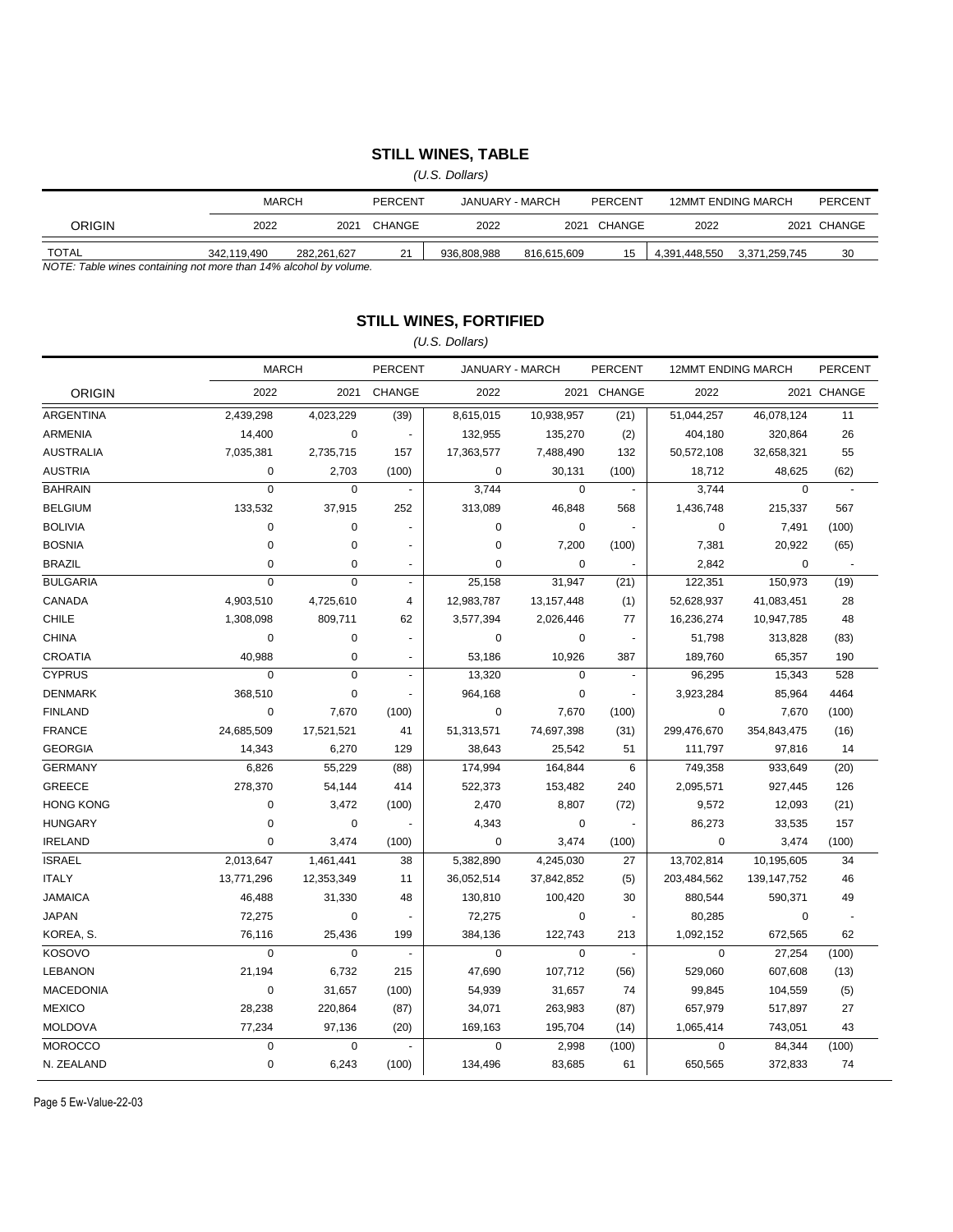## STILL WINES, TABLE

*(U.S. Dollars)*

| | MARCH | | PERCENT | JANUARY - MARCH | | PERCENT | 12MMT ENDING MARCH | | PERCENT |
|---|---|---|---|---|---|---|---|---|---|
| ORIGIN | 2022 | 2021 | CHANGE | 2022 | 2021 | CHANGE | 2022 | 2021 | CHANGE |
| TOTAL | 342,119,490 | 282,261,627 | 21 | 936,808,988 | 816,615,609 | 15 | 4,391,448,550 | 3,371,259,745 | 30 |

*NOTE: Table wines containing not more than 14% alcohol by volume.*

## STILL WINES, FORTIFIED

*(U.S. Dollars)*

| | MARCH | | PERCENT | JANUARY - MARCH | | PERCENT | 12MMT ENDING MARCH | | PERCENT |
|---|---|---|---|---|---|---|---|---|---|
| ORIGIN | 2022 | 2021 | CHANGE | 2022 | 2021 | CHANGE | 2022 | 2021 | CHANGE |
| ARGENTINA | 2,439,298 | 4,023,229 | (39) | 8,615,015 | 10,938,957 | (21) | 51,044,257 | 46,078,124 | 11 |
| ARMENIA | 14,400 | 0 | - | 132,955 | 135,270 | (2) | 404,180 | 320,864 | 26 |
| AUSTRALIA | 7,035,381 | 2,735,715 | 157 | 17,363,577 | 7,488,490 | 132 | 50,572,108 | 32,658,321 | 55 |
| AUSTRIA | 0 | 2,703 | (100) | 0 | 30,131 | (100) | 18,712 | 48,625 | (62) |
| BAHRAIN | 0 | 0 | - | 3,744 | 0 | - | 3,744 | 0 | - |
| BELGIUM | 133,532 | 37,915 | 252 | 313,089 | 46,848 | 568 | 1,436,748 | 215,337 | 567 |
| BOLIVIA | 0 | 0 | - | 0 | 0 | - | 0 | 7,491 | (100) |
| BOSNIA | 0 | 0 | - | 0 | 7,200 | (100) | 7,381 | 20,922 | (65) |
| BRAZIL | 0 | 0 | - | 0 | 0 | - | 2,842 | 0 | - |
| BULGARIA | 0 | 0 | - | 25,158 | 31,947 | (21) | 122,351 | 150,973 | (19) |
| CANADA | 4,903,510 | 4,725,610 | 4 | 12,983,787 | 13,157,448 | (1) | 52,628,937 | 41,083,451 | 28 |
| CHILE | 1,308,098 | 809,711 | 62 | 3,577,394 | 2,026,446 | 77 | 16,236,274 | 10,947,785 | 48 |
| CHINA | 0 | 0 | - | 0 | 0 | - | 51,798 | 313,828 | (83) |
| CROATIA | 40,988 | 0 | - | 53,186 | 10,926 | 387 | 189,760 | 65,357 | 190 |
| CYPRUS | 0 | 0 | - | 13,320 | 0 | - | 96,295 | 15,343 | 528 |
| DENMARK | 368,510 | 0 | - | 964,168 | 0 | - | 3,923,284 | 85,964 | 4464 |
| FINLAND | 0 | 7,670 | (100) | 0 | 7,670 | (100) | 0 | 7,670 | (100) |
| FRANCE | 24,685,509 | 17,521,521 | 41 | 51,313,571 | 74,697,398 | (31) | 299,476,670 | 354,843,475 | (16) |
| GEORGIA | 14,343 | 6,270 | 129 | 38,643 | 25,542 | 51 | 111,797 | 97,816 | 14 |
| GERMANY | 6,826 | 55,229 | (88) | 174,994 | 164,844 | 6 | 749,358 | 933,649 | (20) |
| GREECE | 278,370 | 54,144 | 414 | 522,373 | 153,482 | 240 | 2,095,571 | 927,445 | 126 |
| HONG KONG | 0 | 3,472 | (100) | 2,470 | 8,807 | (72) | 9,572 | 12,093 | (21) |
| HUNGARY | 0 | 0 | - | 4,343 | 0 | - | 86,273 | 33,535 | 157 |
| IRELAND | 0 | 3,474 | (100) | 0 | 3,474 | (100) | 0 | 3,474 | (100) |
| ISRAEL | 2,013,647 | 1,461,441 | 38 | 5,382,890 | 4,245,030 | 27 | 13,702,814 | 10,195,605 | 34 |
| ITALY | 13,771,296 | 12,353,349 | 11 | 36,052,514 | 37,842,852 | (5) | 203,484,562 | 139,147,752 | 46 |
| JAMAICA | 46,488 | 31,330 | 48 | 130,810 | 100,420 | 30 | 880,544 | 590,371 | 49 |
| JAPAN | 72,275 | 0 | - | 72,275 | 0 | - | 80,285 | 0 | - |
| KOREA, S. | 76,116 | 25,436 | 199 | 384,136 | 122,743 | 213 | 1,092,152 | 672,565 | 62 |
| KOSOVO | 0 | 0 | - | 0 | 0 | - | 0 | 27,254 | (100) |
| LEBANON | 21,194 | 6,732 | 215 | 47,690 | 107,712 | (56) | 529,060 | 607,608 | (13) |
| MACEDONIA | 0 | 31,657 | (100) | 54,939 | 31,657 | 74 | 99,845 | 104,559 | (5) |
| MEXICO | 28,238 | 220,864 | (87) | 34,071 | 263,983 | (87) | 657,979 | 517,897 | 27 |
| MOLDOVA | 77,234 | 97,136 | (20) | 169,163 | 195,704 | (14) | 1,065,414 | 743,051 | 43 |
| MOROCCO | 0 | 0 | - | 0 | 2,998 | (100) | 0 | 84,344 | (100) |
| N. ZEALAND | 0 | 6,243 | (100) | 134,496 | 83,685 | 61 | 650,565 | 372,833 | 74 |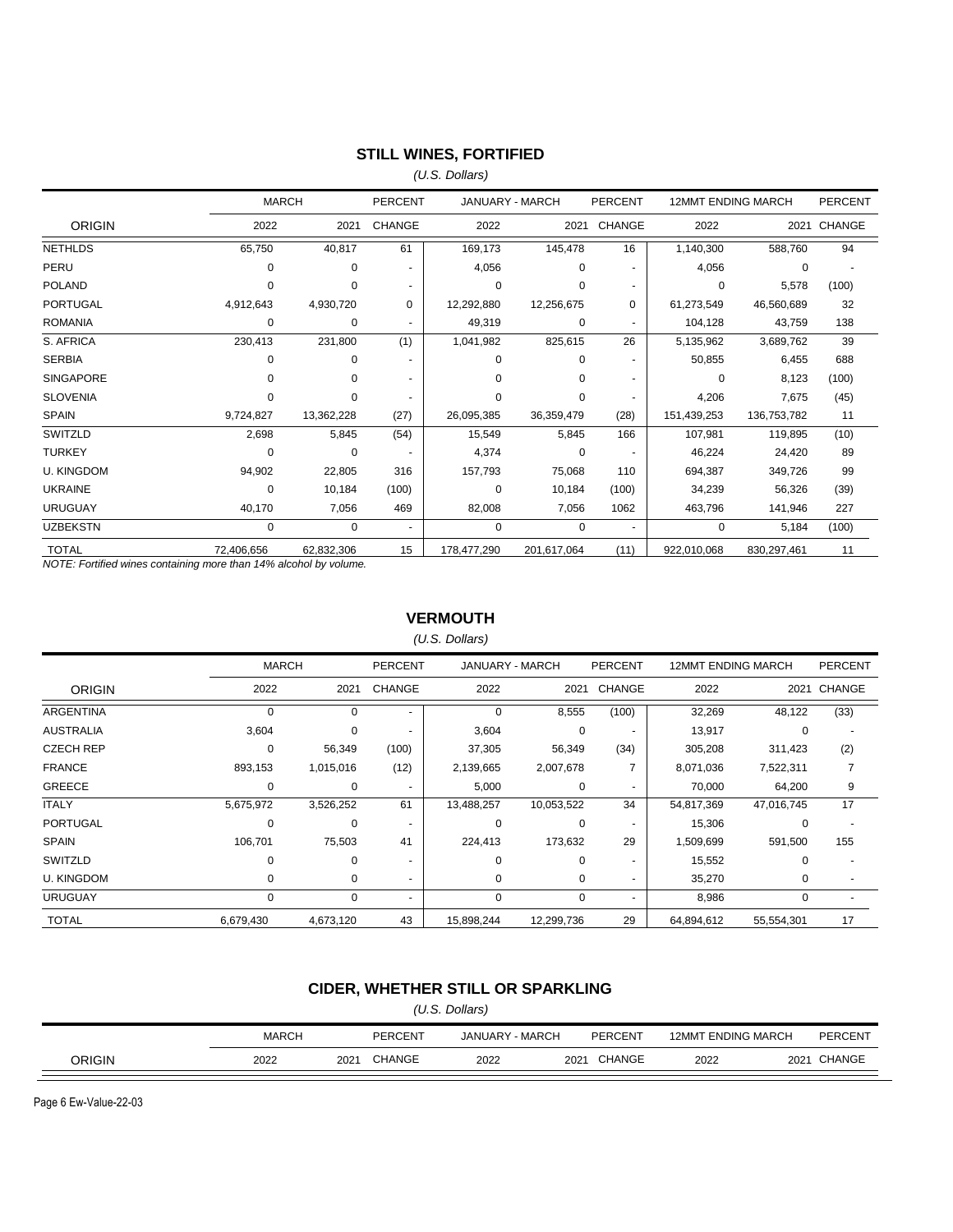## STILL WINES, FORTIFIED

*(U.S. Dollars)*

| ORIGIN | MARCH 2022 | MARCH 2021 | PERCENT CHANGE | JANUARY - MARCH 2022 | JANUARY - MARCH 2021 | PERCENT CHANGE | 12MMT ENDING MARCH 2022 | 12MMT ENDING MARCH 2021 | PERCENT CHANGE |
|---|---|---|---|---|---|---|---|---|---|
| NETHLDS | 65,750 | 40,817 | 61 | 169,173 | 145,478 | 16 | 1,140,300 | 588,760 | 94 |
| PERU | 0 | 0 | - | 4,056 | 0 | - | 4,056 | 0 | - |
| POLAND | 0 | 0 | - | 0 | 0 | - | 0 | 5,578 | (100) |
| PORTUGAL | 4,912,643 | 4,930,720 | 0 | 12,292,880 | 12,256,675 | 0 | 61,273,549 | 46,560,689 | 32 |
| ROMANIA | 0 | 0 | - | 49,319 | 0 | - | 104,128 | 43,759 | 138 |
| S. AFRICA | 230,413 | 231,800 | (1) | 1,041,982 | 825,615 | 26 | 5,135,962 | 3,689,762 | 39 |
| SERBIA | 0 | 0 | - | 0 | 0 | - | 50,855 | 6,455 | 688 |
| SINGAPORE | 0 | 0 | - | 0 | 0 | - | 0 | 8,123 | (100) |
| SLOVENIA | 0 | 0 | - | 0 | 0 | - | 4,206 | 7,675 | (45) |
| SPAIN | 9,724,827 | 13,362,228 | (27) | 26,095,385 | 36,359,479 | (28) | 151,439,253 | 136,753,782 | 11 |
| SWITZLD | 2,698 | 5,845 | (54) | 15,549 | 5,845 | 166 | 107,981 | 119,895 | (10) |
| TURKEY | 0 | 0 | - | 4,374 | 0 | - | 46,224 | 24,420 | 89 |
| U. KINGDOM | 94,902 | 22,805 | 316 | 157,793 | 75,068 | 110 | 694,387 | 349,726 | 99 |
| UKRAINE | 0 | 10,184 | (100) | 0 | 10,184 | (100) | 34,239 | 56,326 | (39) |
| URUGUAY | 40,170 | 7,056 | 469 | 82,008 | 7,056 | 1062 | 463,796 | 141,946 | 227 |
| UZBEKSTN | 0 | 0 | - | 0 | 0 | - | 0 | 5,184 | (100) |
| TOTAL | 72,406,656 | 62,832,306 | 15 | 178,477,290 | 201,617,064 | (11) | 922,010,068 | 830,297,461 | 11 |

*NOTE: Fortified wines containing more than 14% alcohol by volume.*

## VERMOUTH

*(U.S. Dollars)*

| ORIGIN | MARCH 2022 | MARCH 2021 | PERCENT CHANGE | JANUARY - MARCH 2022 | JANUARY - MARCH 2021 | PERCENT CHANGE | 12MMT ENDING MARCH 2022 | 12MMT ENDING MARCH 2021 | PERCENT CHANGE |
|---|---|---|---|---|---|---|---|---|---|
| ARGENTINA | 0 | 0 | - | 0 | 8,555 | (100) | 32,269 | 48,122 | (33) |
| AUSTRALIA | 3,604 | 0 | - | 3,604 | 0 | - | 13,917 | 0 | - |
| CZECH REP | 0 | 56,349 | (100) | 37,305 | 56,349 | (34) | 305,208 | 311,423 | (2) |
| FRANCE | 893,153 | 1,015,016 | (12) | 2,139,665 | 2,007,678 | 7 | 8,071,036 | 7,522,311 | 7 |
| GREECE | 0 | 0 | - | 5,000 | 0 | - | 70,000 | 64,200 | 9 |
| ITALY | 5,675,972 | 3,526,252 | 61 | 13,488,257 | 10,053,522 | 34 | 54,817,369 | 47,016,745 | 17 |
| PORTUGAL | 0 | 0 | - | 0 | 0 | - | 15,306 | 0 | - |
| SPAIN | 106,701 | 75,503 | 41 | 224,413 | 173,632 | 29 | 1,509,699 | 591,500 | 155 |
| SWITZLD | 0 | 0 | - | 0 | 0 | - | 15,552 | 0 | - |
| U. KINGDOM | 0 | 0 | - | 0 | 0 | - | 35,270 | 0 | - |
| URUGUAY | 0 | 0 | - | 0 | 0 | - | 8,986 | 0 | - |
| TOTAL | 6,679,430 | 4,673,120 | 43 | 15,898,244 | 12,299,736 | 29 | 64,894,612 | 55,554,301 | 17 |

## CIDER, WHETHER STILL OR SPARKLING

*(U.S. Dollars)*

| ORIGIN | MARCH 2022 | MARCH 2021 | PERCENT CHANGE | JANUARY - MARCH 2022 | JANUARY - MARCH 2021 | PERCENT CHANGE | 12MMT ENDING MARCH 2022 | 12MMT ENDING MARCH 2021 | PERCENT CHANGE |
|---|---|---|---|---|---|---|---|---|---|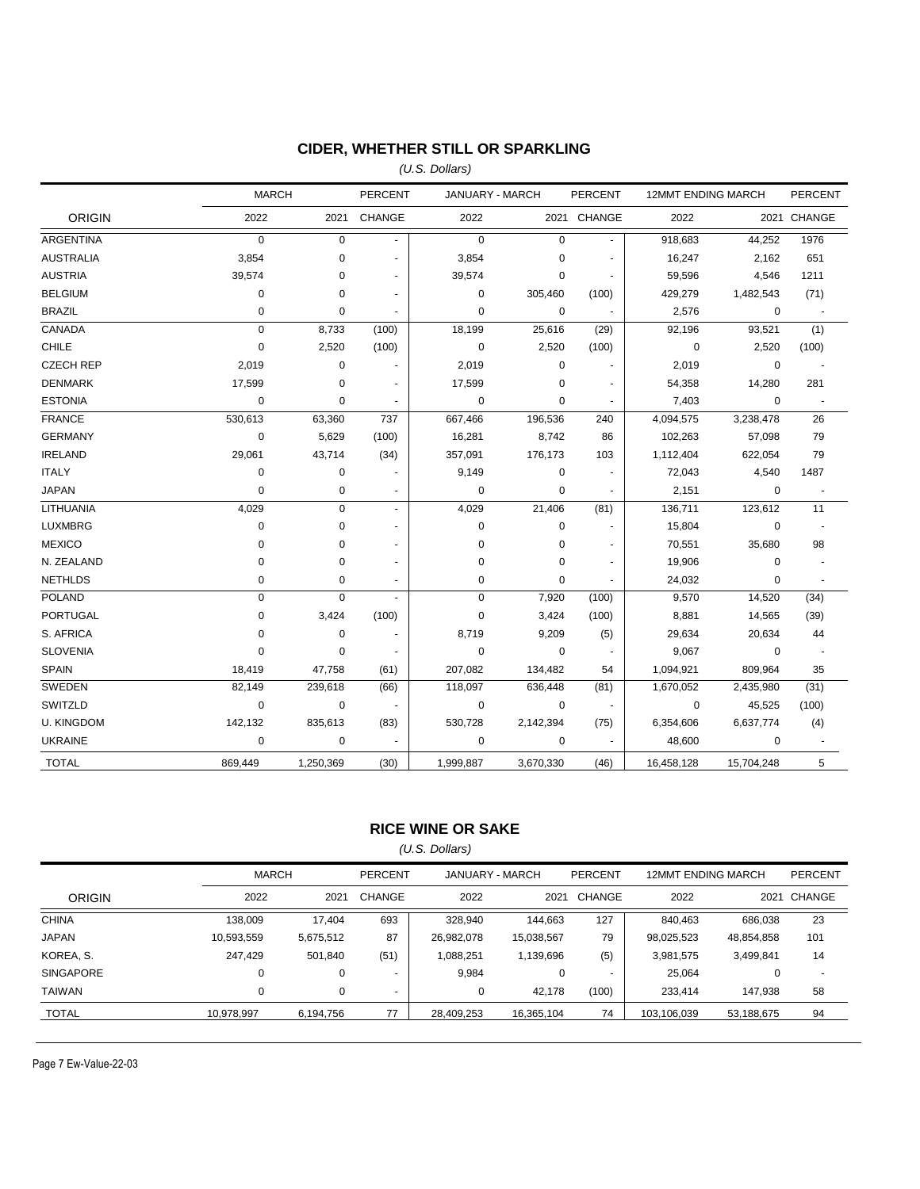## CIDER, WHETHER STILL OR SPARKLING

*(U.S. Dollars)*

| ORIGIN | MARCH 2022 | MARCH 2021 | PERCENT CHANGE | JANUARY - MARCH 2022 | JANUARY - MARCH 2021 | PERCENT CHANGE | 12MMT ENDING MARCH 2022 | 12MMT ENDING MARCH 2021 | PERCENT CHANGE |
|---|---|---|---|---|---|---|---|---|---|
| ARGENTINA | 0 | 0 | - | 0 | 0 | - | 918,683 | 44,252 | 1976 |
| AUSTRALIA | 3,854 | 0 | - | 3,854 | 0 | - | 16,247 | 2,162 | 651 |
| AUSTRIA | 39,574 | 0 | - | 39,574 | 0 | - | 59,596 | 4,546 | 1211 |
| BELGIUM | 0 | 0 | - | 0 | 305,460 | (100) | 429,279 | 1,482,543 | (71) |
| BRAZIL | 0 | 0 | - | 0 | 0 | - | 2,576 | 0 | - |
| CANADA | 0 | 8,733 | (100) | 18,199 | 25,616 | (29) | 92,196 | 93,521 | (1) |
| CHILE | 0 | 2,520 | (100) | 0 | 2,520 | (100) | 0 | 2,520 | (100) |
| CZECH REP | 2,019 | 0 | - | 2,019 | 0 | - | 2,019 | 0 | - |
| DENMARK | 17,599 | 0 | - | 17,599 | 0 | - | 54,358 | 14,280 | 281 |
| ESTONIA | 0 | 0 | - | 0 | 0 | - | 7,403 | 0 | - |
| FRANCE | 530,613 | 63,360 | 737 | 667,466 | 196,536 | 240 | 4,094,575 | 3,238,478 | 26 |
| GERMANY | 0 | 5,629 | (100) | 16,281 | 8,742 | 86 | 102,263 | 57,098 | 79 |
| IRELAND | 29,061 | 43,714 | (34) | 357,091 | 176,173 | 103 | 1,112,404 | 622,054 | 79 |
| ITALY | 0 | 0 | - | 9,149 | 0 | - | 72,043 | 4,540 | 1487 |
| JAPAN | 0 | 0 | - | 0 | 0 | - | 2,151 | 0 | - |
| LITHUANIA | 4,029 | 0 | - | 4,029 | 21,406 | (81) | 136,711 | 123,612 | 11 |
| LUXMBRG | 0 | 0 | - | 0 | 0 | - | 15,804 | 0 | - |
| MEXICO | 0 | 0 | - | 0 | 0 | - | 70,551 | 35,680 | 98 |
| N. ZEALAND | 0 | 0 | - | 0 | 0 | - | 19,906 | 0 | - |
| NETHLDS | 0 | 0 | - | 0 | 0 | - | 24,032 | 0 | - |
| POLAND | 0 | 0 | - | 0 | 7,920 | (100) | 9,570 | 14,520 | (34) |
| PORTUGAL | 0 | 3,424 | (100) | 0 | 3,424 | (100) | 8,881 | 14,565 | (39) |
| S. AFRICA | 0 | 0 | - | 8,719 | 9,209 | (5) | 29,634 | 20,634 | 44 |
| SLOVENIA | 0 | 0 | - | 0 | 0 | - | 9,067 | 0 | - |
| SPAIN | 18,419 | 47,758 | (61) | 207,082 | 134,482 | 54 | 1,094,921 | 809,964 | 35 |
| SWEDEN | 82,149 | 239,618 | (66) | 118,097 | 636,448 | (81) | 1,670,052 | 2,435,980 | (31) |
| SWITZLD | 0 | 0 | - | 0 | 0 | - | 0 | 45,525 | (100) |
| U. KINGDOM | 142,132 | 835,613 | (83) | 530,728 | 2,142,394 | (75) | 6,354,606 | 6,637,774 | (4) |
| UKRAINE | 0 | 0 | - | 0 | 0 | - | 48,600 | 0 | - |
| TOTAL | 869,449 | 1,250,369 | (30) | 1,999,887 | 3,670,330 | (46) | 16,458,128 | 15,704,248 | 5 |

## RICE WINE OR SAKE

*(U.S. Dollars)*

| ORIGIN | MARCH 2022 | MARCH 2021 | PERCENT CHANGE | JANUARY - MARCH 2022 | JANUARY - MARCH 2021 | PERCENT CHANGE | 12MMT ENDING MARCH 2022 | 12MMT ENDING MARCH 2021 | PERCENT CHANGE |
|---|---|---|---|---|---|---|---|---|---|
| CHINA | 138,009 | 17,404 | 693 | 328,940 | 144,663 | 127 | 840,463 | 686,038 | 23 |
| JAPAN | 10,593,559 | 5,675,512 | 87 | 26,982,078 | 15,038,567 | 79 | 98,025,523 | 48,854,858 | 101 |
| KOREA, S. | 247,429 | 501,840 | (51) | 1,088,251 | 1,139,696 | (5) | 3,981,575 | 3,499,841 | 14 |
| SINGAPORE | 0 | 0 | - | 9,984 | 0 | - | 25,064 | 0 | - |
| TAIWAN | 0 | 0 | - | 0 | 42,178 | (100) | 233,414 | 147,938 | 58 |
| TOTAL | 10,978,997 | 6,194,756 | 77 | 28,409,253 | 16,365,104 | 74 | 103,106,039 | 53,188,675 | 94 |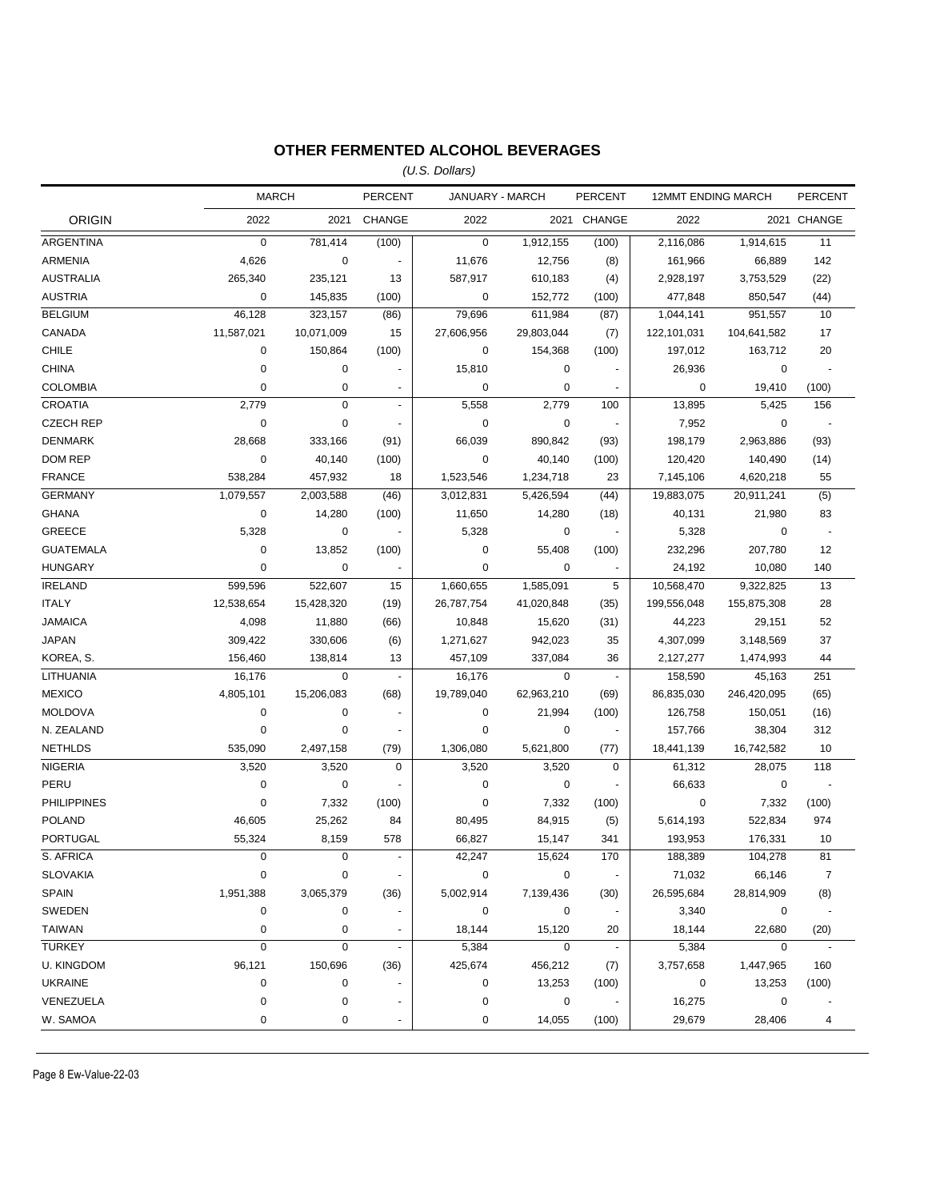## OTHER FERMENTED ALCOHOL BEVERAGES

*(U.S. Dollars)*

| ORIGIN | MARCH 2022 | MARCH 2021 | PERCENT CHANGE | JANUARY - MARCH 2022 | JANUARY - MARCH 2021 | PERCENT CHANGE | 12MMT ENDING MARCH 2022 | 12MMT ENDING MARCH 2021 | PERCENT CHANGE |
|---|---|---|---|---|---|---|---|---|---|
| ARGENTINA | 0 | 781,414 | (100) | 0 | 1,912,155 | (100) | 2,116,086 | 1,914,615 | 11 |
| ARMENIA | 4,626 | 0 | - | 11,676 | 12,756 | (8) | 161,966 | 66,889 | 142 |
| AUSTRALIA | 265,340 | 235,121 | 13 | 587,917 | 610,183 | (4) | 2,928,197 | 3,753,529 | (22) |
| AUSTRIA | 0 | 145,835 | (100) | 0 | 152,772 | (100) | 477,848 | 850,547 | (44) |
| BELGIUM | 46,128 | 323,157 | (86) | 79,696 | 611,984 | (87) | 1,044,141 | 951,557 | 10 |
| CANADA | 11,587,021 | 10,071,009 | 15 | 27,606,956 | 29,803,044 | (7) | 122,101,031 | 104,641,582 | 17 |
| CHILE | 0 | 150,864 | (100) | 0 | 154,368 | (100) | 197,012 | 163,712 | 20 |
| CHINA | 0 | 0 | - | 15,810 | 0 | - | 26,936 | 0 | - |
| COLOMBIA | 0 | 0 | - | 0 | 0 | - | 0 | 19,410 | (100) |
| CROATIA | 2,779 | 0 | - | 5,558 | 2,779 | 100 | 13,895 | 5,425 | 156 |
| CZECH REP | 0 | 0 | - | 0 | 0 | - | 7,952 | 0 | - |
| DENMARK | 28,668 | 333,166 | (91) | 66,039 | 890,842 | (93) | 198,179 | 2,963,886 | (93) |
| DOM REP | 0 | 40,140 | (100) | 0 | 40,140 | (100) | 120,420 | 140,490 | (14) |
| FRANCE | 538,284 | 457,932 | 18 | 1,523,546 | 1,234,718 | 23 | 7,145,106 | 4,620,218 | 55 |
| GERMANY | 1,079,557 | 2,003,588 | (46) | 3,012,831 | 5,426,594 | (44) | 19,883,075 | 20,911,241 | (5) |
| GHANA | 0 | 14,280 | (100) | 11,650 | 14,280 | (18) | 40,131 | 21,980 | 83 |
| GREECE | 5,328 | 0 | - | 5,328 | 0 | - | 5,328 | 0 | - |
| GUATEMALA | 0 | 13,852 | (100) | 0 | 55,408 | (100) | 232,296 | 207,780 | 12 |
| HUNGARY | 0 | 0 | - | 0 | 0 | - | 24,192 | 10,080 | 140 |
| IRELAND | 599,596 | 522,607 | 15 | 1,660,655 | 1,585,091 | 5 | 10,568,470 | 9,322,825 | 13 |
| ITALY | 12,538,654 | 15,428,320 | (19) | 26,787,754 | 41,020,848 | (35) | 199,556,048 | 155,875,308 | 28 |
| JAMAICA | 4,098 | 11,880 | (66) | 10,848 | 15,620 | (31) | 44,223 | 29,151 | 52 |
| JAPAN | 309,422 | 330,606 | (6) | 1,271,627 | 942,023 | 35 | 4,307,099 | 3,148,569 | 37 |
| KOREA, S. | 156,460 | 138,814 | 13 | 457,109 | 337,084 | 36 | 2,127,277 | 1,474,993 | 44 |
| LITHUANIA | 16,176 | 0 | - | 16,176 | 0 | - | 158,590 | 45,163 | 251 |
| MEXICO | 4,805,101 | 15,206,083 | (68) | 19,789,040 | 62,963,210 | (69) | 86,835,030 | 246,420,095 | (65) |
| MOLDOVA | 0 | 0 | - | 0 | 21,994 | (100) | 126,758 | 150,051 | (16) |
| N. ZEALAND | 0 | 0 | - | 0 | 0 | - | 157,766 | 38,304 | 312 |
| NETHLDS | 535,090 | 2,497,158 | (79) | 1,306,080 | 5,621,800 | (77) | 18,441,139 | 16,742,582 | 10 |
| NIGERIA | 3,520 | 3,520 | 0 | 3,520 | 3,520 | 0 | 61,312 | 28,075 | 118 |
| PERU | 0 | 0 | - | 0 | 0 | - | 66,633 | 0 | - |
| PHILIPPINES | 0 | 7,332 | (100) | 0 | 7,332 | (100) | 0 | 7,332 | (100) |
| POLAND | 46,605 | 25,262 | 84 | 80,495 | 84,915 | (5) | 5,614,193 | 522,834 | 974 |
| PORTUGAL | 55,324 | 8,159 | 578 | 66,827 | 15,147 | 341 | 193,953 | 176,331 | 10 |
| S. AFRICA | 0 | 0 | - | 42,247 | 15,624 | 170 | 188,389 | 104,278 | 81 |
| SLOVAKIA | 0 | 0 | - | 0 | 0 | - | 71,032 | 66,146 | 7 |
| SPAIN | 1,951,388 | 3,065,379 | (36) | 5,002,914 | 7,139,436 | (30) | 26,595,684 | 28,814,909 | (8) |
| SWEDEN | 0 | 0 | - | 0 | 0 | - | 3,340 | 0 | - |
| TAIWAN | 0 | 0 | - | 18,144 | 15,120 | 20 | 18,144 | 22,680 | (20) |
| TURKEY | 0 | 0 | - | 5,384 | 0 | - | 5,384 | 0 | - |
| U. KINGDOM | 96,121 | 150,696 | (36) | 425,674 | 456,212 | (7) | 3,757,658 | 1,447,965 | 160 |
| UKRAINE | 0 | 0 | - | 0 | 13,253 | (100) | 0 | 13,253 | (100) |
| VENEZUELA | 0 | 0 | - | 0 | 0 | - | 16,275 | 0 | - |
| W. SAMOA | 0 | 0 | - | 0 | 14,055 | (100) | 29,679 | 28,406 | 4 |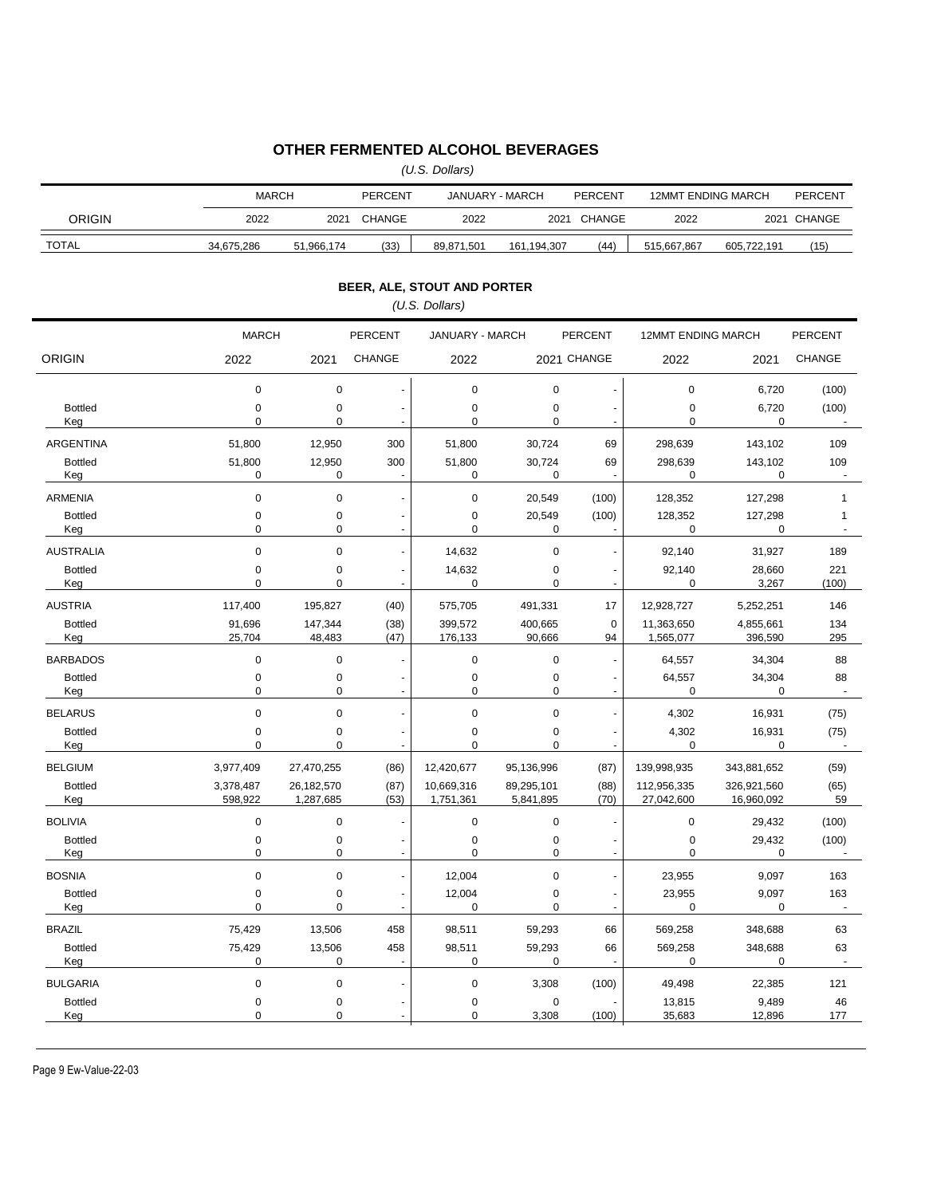## OTHER FERMENTED ALCOHOL BEVERAGES

*(U.S. Dollars)*

| ORIGIN | MARCH 2022 | MARCH 2021 | PERCENT CHANGE | JANUARY - MARCH 2022 | JANUARY - MARCH 2021 | PERCENT CHANGE | 12MMT ENDING MARCH 2022 | 12MMT ENDING MARCH 2021 | PERCENT CHANGE |
|---|---|---|---|---|---|---|---|---|---|
| TOTAL | 34,675,286 | 51,966,174 | (33) | 89,871,501 | 161,194,307 | (44) | 515,667,867 | 605,722,191 | (15) |

## BEER, ALE, STOUT AND PORTER

*(U.S. Dollars)*

| ORIGIN | MARCH 2022 | MARCH 2021 | PERCENT CHANGE | JANUARY - MARCH 2022 | JANUARY - MARCH 2021 | PERCENT CHANGE | 12MMT ENDING MARCH 2022 | 12MMT ENDING MARCH 2021 | PERCENT CHANGE |
|---|---|---|---|---|---|---|---|---|---|
| | 0 | 0 | - | 0 | 0 | - | 0 | 6,720 | (100) |
| Bottled | 0 | 0 | - | 0 | 0 | - | 0 | 6,720 | (100) |
| Keg | 0 | 0 | - | 0 | 0 | - | 0 | 0 | - |
| ARGENTINA | 51,800 | 12,950 | 300 | 51,800 | 30,724 | 69 | 298,639 | 143,102 | 109 |
| Bottled | 51,800 | 12,950 | 300 | 51,800 | 30,724 | 69 | 298,639 | 143,102 | 109 |
| Keg | 0 | 0 | - | 0 | 0 | - | 0 | 0 | - |
| ARMENIA | 0 | 0 | - | 0 | 20,549 | (100) | 128,352 | 127,298 | 1 |
| Bottled | 0 | 0 | - | 0 | 20,549 | (100) | 128,352 | 127,298 | 1 |
| Keg | 0 | 0 | - | 0 | 0 | - | 0 | 0 | - |
| AUSTRALIA | 0 | 0 | - | 14,632 | 0 | - | 92,140 | 31,927 | 189 |
| Bottled | 0 | 0 | - | 14,632 | 0 | - | 92,140 | 28,660 | 221 |
| Keg | 0 | 0 | - | 0 | 0 | - | 0 | 3,267 | (100) |
| AUSTRIA | 117,400 | 195,827 | (40) | 575,705 | 491,331 | 17 | 12,928,727 | 5,252,251 | 146 |
| Bottled | 91,696 | 147,344 | (38) | 399,572 | 400,665 | 0 | 11,363,650 | 4,855,661 | 134 |
| Keg | 25,704 | 48,483 | (47) | 176,133 | 90,666 | 94 | 1,565,077 | 396,590 | 295 |
| BARBADOS | 0 | 0 | - | 0 | 0 | - | 64,557 | 34,304 | 88 |
| Bottled | 0 | 0 | - | 0 | 0 | - | 64,557 | 34,304 | 88 |
| Keg | 0 | 0 | - | 0 | 0 | - | 0 | 0 | - |
| BELARUS | 0 | 0 | - | 0 | 0 | - | 4,302 | 16,931 | (75) |
| Bottled | 0 | 0 | - | 0 | 0 | - | 4,302 | 16,931 | (75) |
| Keg | 0 | 0 | - | 0 | 0 | - | 0 | 0 | - |
| BELGIUM | 3,977,409 | 27,470,255 | (86) | 12,420,677 | 95,136,996 | (87) | 139,998,935 | 343,881,652 | (59) |
| Bottled | 3,378,487 | 26,182,570 | (87) | 10,669,316 | 89,295,101 | (88) | 112,956,335 | 326,921,560 | (65) |
| Keg | 598,922 | 1,287,685 | (53) | 1,751,361 | 5,841,895 | (70) | 27,042,600 | 16,960,092 | 59 |
| BOLIVIA | 0 | 0 | - | 0 | 0 | - | 0 | 29,432 | (100) |
| Bottled | 0 | 0 | - | 0 | 0 | - | 0 | 29,432 | (100) |
| Keg | 0 | 0 | - | 0 | 0 | - | 0 | 0 | - |
| BOSNIA | 0 | 0 | - | 12,004 | 0 | - | 23,955 | 9,097 | 163 |
| Bottled | 0 | 0 | - | 12,004 | 0 | - | 23,955 | 9,097 | 163 |
| Keg | 0 | 0 | - | 0 | 0 | - | 0 | 0 | - |
| BRAZIL | 75,429 | 13,506 | 458 | 98,511 | 59,293 | 66 | 569,258 | 348,688 | 63 |
| Bottled | 75,429 | 13,506 | 458 | 98,511 | 59,293 | 66 | 569,258 | 348,688 | 63 |
| Keg | 0 | 0 | - | 0 | 0 | - | 0 | 0 | - |
| BULGARIA | 0 | 0 | - | 0 | 3,308 | (100) | 49,498 | 22,385 | 121 |
| Bottled | 0 | 0 | - | 0 | 0 | - | 13,815 | 9,489 | 46 |
| Keg | 0 | 0 | - | 0 | 3,308 | (100) | 35,683 | 12,896 | 177 |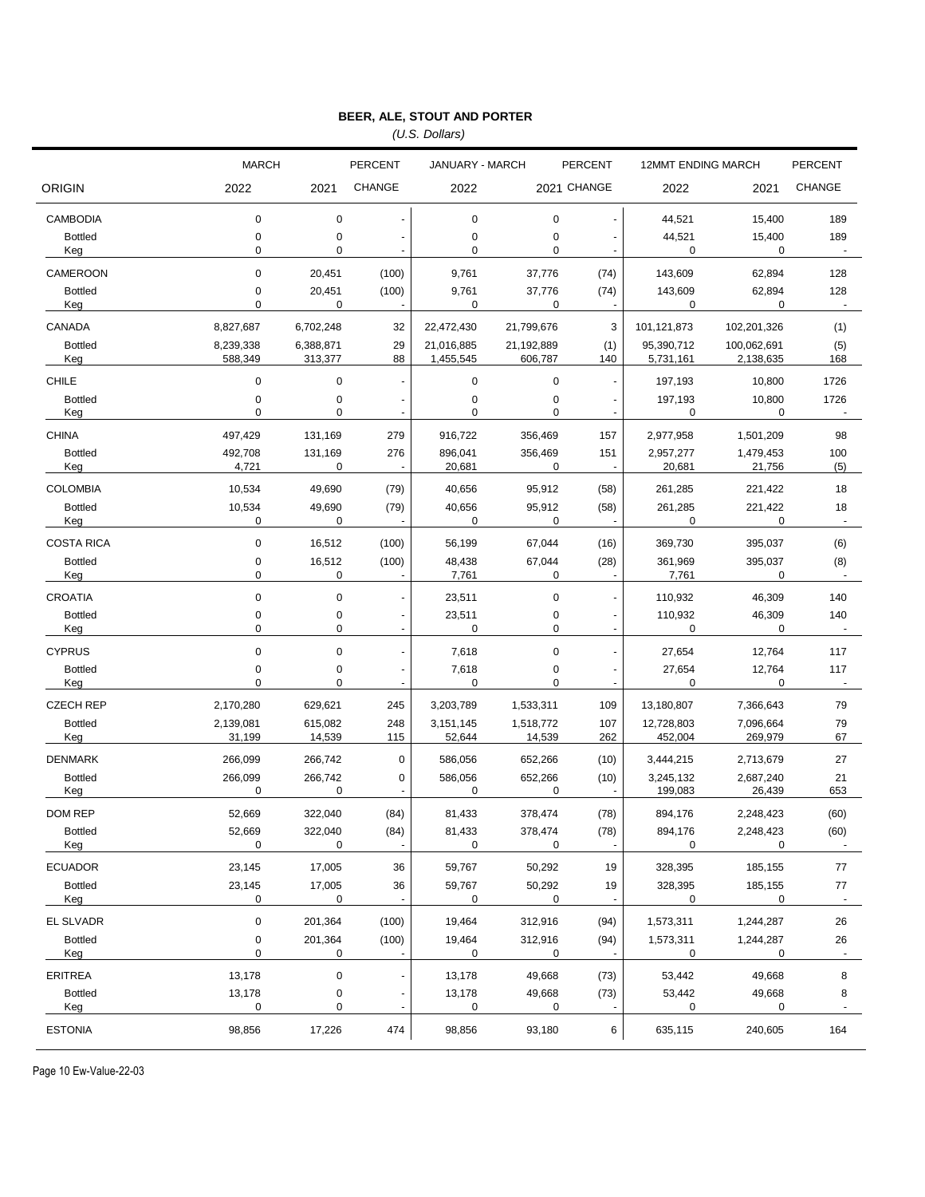## BEER, ALE, STOUT AND PORTER

*(U.S. Dollars)*

| ORIGIN | MARCH 2022 | MARCH 2021 | PERCENT CHANGE | JANUARY - MARCH 2022 | JANUARY - MARCH 2021 | PERCENT CHANGE | 12MMT ENDING MARCH 2022 | 12MMT ENDING MARCH 2021 | PERCENT CHANGE |
|---|---|---|---|---|---|---|---|---|---|
| CAMBODIA | 0 | 0 | - | 0 | 0 | - | 44,521 | 15,400 | 189 |
| Bottled | 0 | 0 | - | 0 | 0 | - | 44,521 | 15,400 | 189 |
| Keg | 0 | 0 | - | 0 | 0 | - | 0 | 0 | - |
| CAMEROON | 0 | 20,451 | (100) | 9,761 | 37,776 | (74) | 143,609 | 62,894 | 128 |
| Bottled | 0 | 20,451 | (100) | 9,761 | 37,776 | (74) | 143,609 | 62,894 | 128 |
| Keg | 0 | 0 | - | 0 | 0 | - | 0 | 0 | - |
| CANADA | 8,827,687 | 6,702,248 | 32 | 22,472,430 | 21,799,676 | 3 | 101,121,873 | 102,201,326 | (1) |
| Bottled | 8,239,338 | 6,388,871 | 29 | 21,016,885 | 21,192,889 | (1) | 95,390,712 | 100,062,691 | (5) |
| Keg | 588,349 | 313,377 | 88 | 1,455,545 | 606,787 | 140 | 5,731,161 | 2,138,635 | 168 |
| CHILE | 0 | 0 | - | 0 | 0 | - | 197,193 | 10,800 | 1726 |
| Bottled | 0 | 0 | - | 0 | 0 | - | 197,193 | 10,800 | 1726 |
| Keg | 0 | 0 | - | 0 | 0 | - | 0 | 0 | - |
| CHINA | 497,429 | 131,169 | 279 | 916,722 | 356,469 | 157 | 2,977,958 | 1,501,209 | 98 |
| Bottled | 492,708 | 131,169 | 276 | 896,041 | 356,469 | 151 | 2,957,277 | 1,479,453 | 100 |
| Keg | 4,721 | 0 | - | 20,681 | 0 | - | 20,681 | 21,756 | (5) |
| COLOMBIA | 10,534 | 49,690 | (79) | 40,656 | 95,912 | (58) | 261,285 | 221,422 | 18 |
| Bottled | 10,534 | 49,690 | (79) | 40,656 | 95,912 | (58) | 261,285 | 221,422 | 18 |
| Keg | 0 | 0 | - | 0 | 0 | - | 0 | 0 | - |
| COSTA RICA | 0 | 16,512 | (100) | 56,199 | 67,044 | (16) | 369,730 | 395,037 | (6) |
| Bottled | 0 | 16,512 | (100) | 48,438 | 67,044 | (28) | 361,969 | 395,037 | (8) |
| Keg | 0 | 0 | - | 7,761 | 0 | - | 7,761 | 0 | - |
| CROATIA | 0 | 0 | - | 23,511 | 0 | - | 110,932 | 46,309 | 140 |
| Bottled | 0 | 0 | - | 23,511 | 0 | - | 110,932 | 46,309 | 140 |
| Keg | 0 | 0 | - | 0 | 0 | - | 0 | 0 | - |
| CYPRUS | 0 | 0 | - | 7,618 | 0 | - | 27,654 | 12,764 | 117 |
| Bottled | 0 | 0 | - | 7,618 | 0 | - | 27,654 | 12,764 | 117 |
| Keg | 0 | 0 | - | 0 | 0 | - | 0 | 0 | - |
| CZECH REP | 2,170,280 | 629,621 | 245 | 3,203,789 | 1,533,311 | 109 | 13,180,807 | 7,366,643 | 79 |
| Bottled | 2,139,081 | 615,082 | 248 | 3,151,145 | 1,518,772 | 107 | 12,728,803 | 7,096,664 | 79 |
| Keg | 31,199 | 14,539 | 115 | 52,644 | 14,539 | 262 | 452,004 | 269,979 | 67 |
| DENMARK | 266,099 | 266,742 | 0 | 586,056 | 652,266 | (10) | 3,444,215 | 2,713,679 | 27 |
| Bottled | 266,099 | 266,742 | 0 | 586,056 | 652,266 | (10) | 3,245,132 | 2,687,240 | 21 |
| Keg | 0 | 0 | - | 0 | 0 | - | 199,083 | 26,439 | 653 |
| DOM REP | 52,669 | 322,040 | (84) | 81,433 | 378,474 | (78) | 894,176 | 2,248,423 | (60) |
| Bottled | 52,669 | 322,040 | (84) | 81,433 | 378,474 | (78) | 894,176 | 2,248,423 | (60) |
| Keg | 0 | 0 | - | 0 | 0 | - | 0 | 0 | - |
| ECUADOR | 23,145 | 17,005 | 36 | 59,767 | 50,292 | 19 | 328,395 | 185,155 | 77 |
| Bottled | 23,145 | 17,005 | 36 | 59,767 | 50,292 | 19 | 328,395 | 185,155 | 77 |
| Keg | 0 | 0 | - | 0 | 0 | - | 0 | 0 | - |
| EL SLVADR | 0 | 201,364 | (100) | 19,464 | 312,916 | (94) | 1,573,311 | 1,244,287 | 26 |
| Bottled | 0 | 201,364 | (100) | 19,464 | 312,916 | (94) | 1,573,311 | 1,244,287 | 26 |
| Keg | 0 | 0 | - | 0 | 0 | - | 0 | 0 | - |
| ERITREA | 13,178 | 0 | - | 13,178 | 49,668 | (73) | 53,442 | 49,668 | 8 |
| Bottled | 13,178 | 0 | - | 13,178 | 49,668 | (73) | 53,442 | 49,668 | 8 |
| Keg | 0 | 0 | - | 0 | 0 | - | 0 | 0 | - |
| ESTONIA | 98,856 | 17,226 | 474 | 98,856 | 93,180 | 6 | 635,115 | 240,605 | 164 |

Page 10 Ew-Value-22-03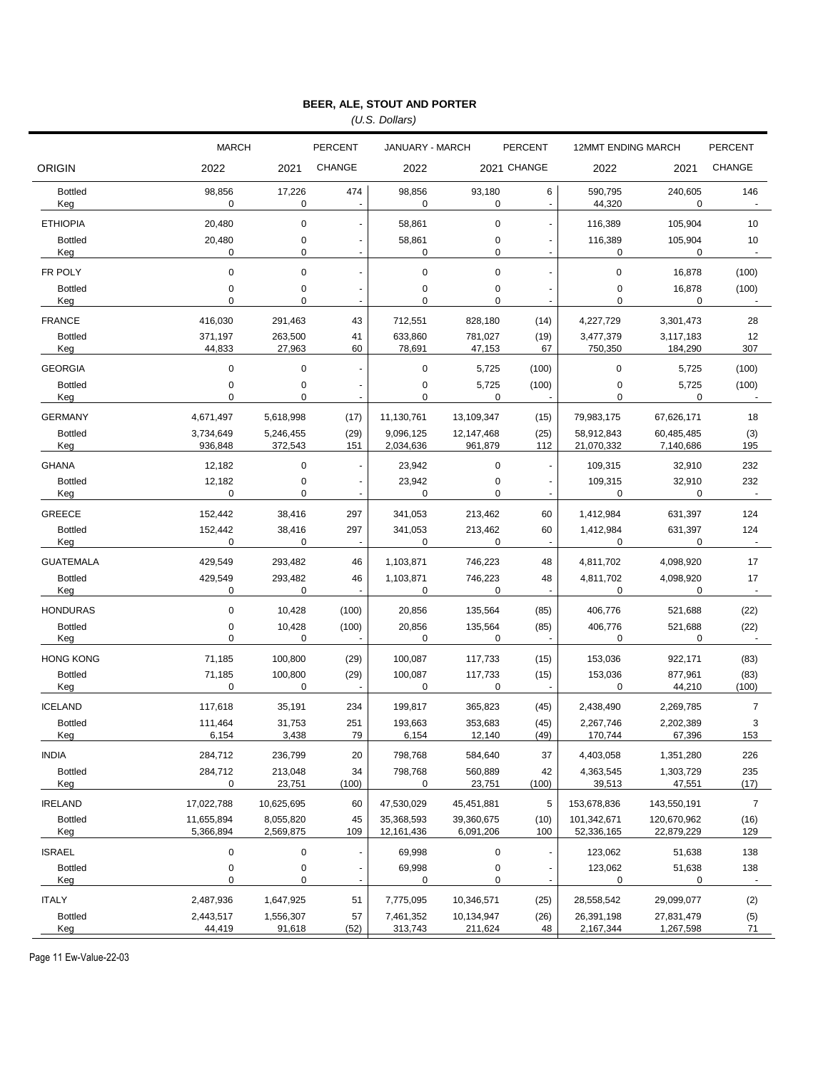## BEER, ALE, STOUT AND PORTER

*(U.S. Dollars)*

| ORIGIN | MARCH 2022 | MARCH 2021 | PERCENT CHANGE | JANUARY - MARCH 2022 | JANUARY - MARCH 2021 | PERCENT CHANGE | 12MMT ENDING MARCH 2022 | 12MMT ENDING MARCH 2021 | PERCENT CHANGE |
|---|---|---|---|---|---|---|---|---|---|
| Bottled | 98,856 | 17,226 | 474 | 98,856 | 93,180 | 6 | 590,795 | 240,605 | 146 |
| Keg | 0 | 0 | - | 0 | 0 | - | 44,320 | 0 | - |
| ETHIOPIA | 20,480 | 0 | - | 58,861 | 0 | - | 116,389 | 105,904 | 10 |
| Bottled | 20,480 | 0 | - | 58,861 | 0 | - | 116,389 | 105,904 | 10 |
| Keg | 0 | 0 | - | 0 | 0 | - | 0 | 0 | - |
| FR POLY | 0 | 0 | - | 0 | 0 | - | 0 | 16,878 | (100) |
| Bottled | 0 | 0 | - | 0 | 0 | - | 0 | 16,878 | (100) |
| Keg | 0 | 0 | - | 0 | 0 | - | 0 | 0 | - |
| FRANCE | 416,030 | 291,463 | 43 | 712,551 | 828,180 | (14) | 4,227,729 | 3,301,473 | 28 |
| Bottled | 371,197 | 263,500 | 41 | 633,860 | 781,027 | (19) | 3,477,379 | 3,117,183 | 12 |
| Keg | 44,833 | 27,963 | 60 | 78,691 | 47,153 | 67 | 750,350 | 184,290 | 307 |
| GEORGIA | 0 | 0 | - | 0 | 5,725 | (100) | 0 | 5,725 | (100) |
| Bottled | 0 | 0 | - | 0 | 5,725 | (100) | 0 | 5,725 | (100) |
| Keg | 0 | 0 | - | 0 | 0 | - | 0 | 0 | - |
| GERMANY | 4,671,497 | 5,618,998 | (17) | 11,130,761 | 13,109,347 | (15) | 79,983,175 | 67,626,171 | 18 |
| Bottled | 3,734,649 | 5,246,455 | (29) | 9,096,125 | 12,147,468 | (25) | 58,912,843 | 60,485,485 | (3) |
| Keg | 936,848 | 372,543 | 151 | 2,034,636 | 961,879 | 112 | 21,070,332 | 7,140,686 | 195 |
| GHANA | 12,182 | 0 | - | 23,942 | 0 | - | 109,315 | 32,910 | 232 |
| Bottled | 12,182 | 0 | - | 23,942 | 0 | - | 109,315 | 32,910 | 232 |
| Keg | 0 | 0 | - | 0 | 0 | - | 0 | 0 | - |
| GREECE | 152,442 | 38,416 | 297 | 341,053 | 213,462 | 60 | 1,412,984 | 631,397 | 124 |
| Bottled | 152,442 | 38,416 | 297 | 341,053 | 213,462 | 60 | 1,412,984 | 631,397 | 124 |
| Keg | 0 | 0 | - | 0 | 0 | - | 0 | 0 | - |
| GUATEMALA | 429,549 | 293,482 | 46 | 1,103,871 | 746,223 | 48 | 4,811,702 | 4,098,920 | 17 |
| Bottled | 429,549 | 293,482 | 46 | 1,103,871 | 746,223 | 48 | 4,811,702 | 4,098,920 | 17 |
| Keg | 0 | 0 | - | 0 | 0 | - | 0 | 0 | - |
| HONDURAS | 0 | 10,428 | (100) | 20,856 | 135,564 | (85) | 406,776 | 521,688 | (22) |
| Bottled | 0 | 10,428 | (100) | 20,856 | 135,564 | (85) | 406,776 | 521,688 | (22) |
| Keg | 0 | 0 | - | 0 | 0 | - | 0 | 0 | - |
| HONG KONG | 71,185 | 100,800 | (29) | 100,087 | 117,733 | (15) | 153,036 | 922,171 | (83) |
| Bottled | 71,185 | 100,800 | (29) | 100,087 | 117,733 | (15) | 153,036 | 877,961 | (83) |
| Keg | 0 | 0 | - | 0 | 0 | - | 0 | 44,210 | (100) |
| ICELAND | 117,618 | 35,191 | 234 | 199,817 | 365,823 | (45) | 2,438,490 | 2,269,785 | 7 |
| Bottled | 111,464 | 31,753 | 251 | 193,663 | 353,683 | (45) | 2,267,746 | 2,202,389 | 3 |
| Keg | 6,154 | 3,438 | 79 | 6,154 | 12,140 | (49) | 170,744 | 67,396 | 153 |
| INDIA | 284,712 | 236,799 | 20 | 798,768 | 584,640 | 37 | 4,403,058 | 1,351,280 | 226 |
| Bottled | 284,712 | 213,048 | 34 | 798,768 | 560,889 | 42 | 4,363,545 | 1,303,729 | 235 |
| Keg | 0 | 23,751 | (100) | 0 | 23,751 | (100) | 39,513 | 47,551 | (17) |
| IRELAND | 17,022,788 | 10,625,695 | 60 | 47,530,029 | 45,451,881 | 5 | 153,678,836 | 143,550,191 | 7 |
| Bottled | 11,655,894 | 8,055,820 | 45 | 35,368,593 | 39,360,675 | (10) | 101,342,671 | 120,670,962 | (16) |
| Keg | 5,366,894 | 2,569,875 | 109 | 12,161,436 | 6,091,206 | 100 | 52,336,165 | 22,879,229 | 129 |
| ISRAEL | 0 | 0 | - | 69,998 | 0 | - | 123,062 | 51,638 | 138 |
| Bottled | 0 | 0 | - | 69,998 | 0 | - | 123,062 | 51,638 | 138 |
| Keg | 0 | 0 | - | 0 | 0 | - | 0 | 0 | - |
| ITALY | 2,487,936 | 1,647,925 | 51 | 7,775,095 | 10,346,571 | (25) | 28,558,542 | 29,099,077 | (2) |
| Bottled | 2,443,517 | 1,556,307 | 57 | 7,461,352 | 10,134,947 | (26) | 26,391,198 | 27,831,479 | (5) |
| Keg | 44,419 | 91,618 | (52) | 313,743 | 211,624 | 48 | 2,167,344 | 1,267,598 | 71 |

Page 11 Ew-Value-22-03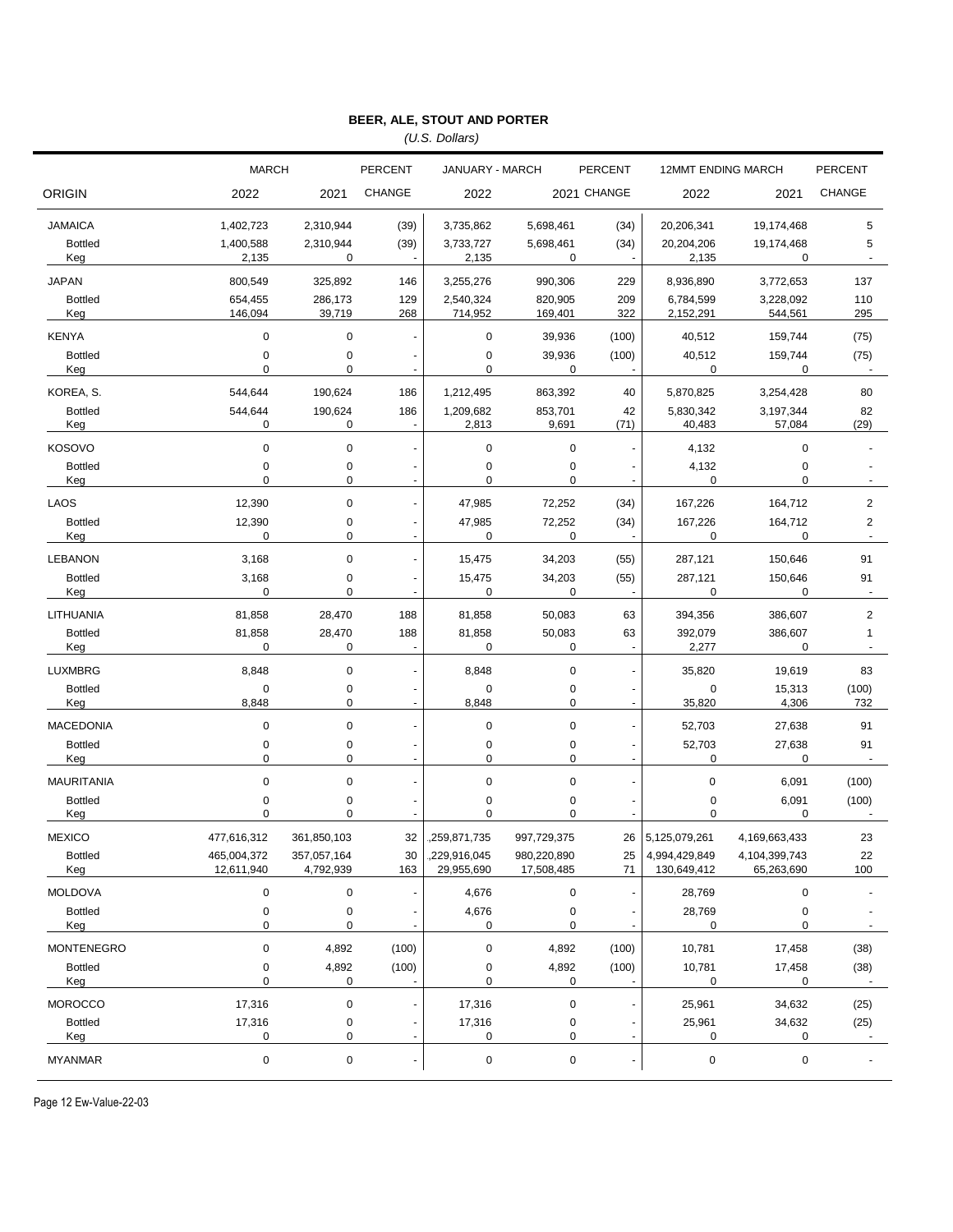## BEER, ALE, STOUT AND PORTER

*(U.S. Dollars)*

| ORIGIN | MARCH 2022 | MARCH 2021 | PERCENT CHANGE | JANUARY - MARCH 2022 | JANUARY - MARCH 2021 | PERCENT CHANGE | 12MMT ENDING MARCH 2022 | 12MMT ENDING MARCH 2021 | PERCENT CHANGE |
|---|---|---|---|---|---|---|---|---|---|
| JAMAICA | 1,402,723 | 2,310,944 | (39) | 3,735,862 | 5,698,461 | (34) | 20,206,341 | 19,174,468 | 5 |
| Bottled | 1,400,588 | 2,310,944 | (39) | 3,733,727 | 5,698,461 | (34) | 20,204,206 | 19,174,468 | 5 |
| Keg | 2,135 | 0 | - | 2,135 | 0 | - | 2,135 | 0 | - |
| JAPAN | 800,549 | 325,892 | 146 | 3,255,276 | 990,306 | 229 | 8,936,890 | 3,772,653 | 137 |
| Bottled | 654,455 | 286,173 | 129 | 2,540,324 | 820,905 | 209 | 6,784,599 | 3,228,092 | 110 |
| Keg | 146,094 | 39,719 | 268 | 714,952 | 169,401 | 322 | 2,152,291 | 544,561 | 295 |
| KENYA | 0 | 0 | - | 0 | 39,936 | (100) | 40,512 | 159,744 | (75) |
| Bottled | 0 | 0 | - | 0 | 39,936 | (100) | 40,512 | 159,744 | (75) |
| Keg | 0 | 0 | - | 0 | 0 | - | 0 | 0 | - |
| KOREA, S. | 544,644 | 190,624 | 186 | 1,212,495 | 863,392 | 40 | 5,870,825 | 3,254,428 | 80 |
| Bottled | 544,644 | 190,624 | 186 | 1,209,682 | 853,701 | 42 | 5,830,342 | 3,197,344 | 82 |
| Keg | 0 | 0 | - | 2,813 | 9,691 | (71) | 40,483 | 57,084 | (29) |
| KOSOVO | 0 | 0 | - | 0 | 0 | - | 4,132 | 0 | - |
| Bottled | 0 | 0 | - | 0 | 0 | - | 4,132 | 0 | - |
| Keg | 0 | 0 | - | 0 | 0 | - | 0 | 0 | - |
| LAOS | 12,390 | 0 | - | 47,985 | 72,252 | (34) | 167,226 | 164,712 | 2 |
| Bottled | 12,390 | 0 | - | 47,985 | 72,252 | (34) | 167,226 | 164,712 | 2 |
| Keg | 0 | 0 | - | 0 | 0 | - | 0 | 0 | - |
| LEBANON | 3,168 | 0 | - | 15,475 | 34,203 | (55) | 287,121 | 150,646 | 91 |
| Bottled | 3,168 | 0 | - | 15,475 | 34,203 | (55) | 287,121 | 150,646 | 91 |
| Keg | 0 | 0 | - | 0 | 0 | - | 0 | 0 | - |
| LITHUANIA | 81,858 | 28,470 | 188 | 81,858 | 50,083 | 63 | 394,356 | 386,607 | 2 |
| Bottled | 81,858 | 28,470 | 188 | 81,858 | 50,083 | 63 | 392,079 | 386,607 | 1 |
| Keg | 0 | 0 | - | 0 | 0 | - | 2,277 | 0 | - |
| LUXMBRG | 8,848 | 0 | - | 8,848 | 0 | - | 35,820 | 19,619 | 83 |
| Bottled | 0 | 0 | - | 0 | 0 | - | 0 | 15,313 | (100) |
| Keg | 8,848 | 0 | - | 8,848 | 0 | - | 35,820 | 4,306 | 732 |
| MACEDONIA | 0 | 0 | - | 0 | 0 | - | 52,703 | 27,638 | 91 |
| Bottled | 0 | 0 | - | 0 | 0 | - | 52,703 | 27,638 | 91 |
| Keg | 0 | 0 | - | 0 | 0 | - | 0 | 0 | - |
| MAURITANIA | 0 | 0 | - | 0 | 0 | - | 0 | 6,091 | (100) |
| Bottled | 0 | 0 | - | 0 | 0 | - | 0 | 6,091 | (100) |
| Keg | 0 | 0 | - | 0 | 0 | - | 0 | 0 | - |
| MEXICO | 477,616,312 | 361,850,103 | 32 | ,259,871,735 | 997,729,375 | 26 | 5,125,079,261 | 4,169,663,433 | 23 |
| Bottled | 465,004,372 | 357,057,164 | 30 | ,229,916,045 | 980,220,890 | 25 | 4,994,429,849 | 4,104,399,743 | 22 |
| Keg | 12,611,940 | 4,792,939 | 163 | 29,955,690 | 17,508,485 | 71 | 130,649,412 | 65,263,690 | 100 |
| MOLDOVA | 0 | 0 | - | 4,676 | 0 | - | 28,769 | 0 | - |
| Bottled | 0 | 0 | - | 4,676 | 0 | - | 28,769 | 0 | - |
| Keg | 0 | 0 | - | 0 | 0 | - | 0 | 0 | - |
| MONTENEGRO | 0 | 4,892 | (100) | 0 | 4,892 | (100) | 10,781 | 17,458 | (38) |
| Bottled | 0 | 4,892 | (100) | 0 | 4,892 | (100) | 10,781 | 17,458 | (38) |
| Keg | 0 | 0 | - | 0 | 0 | - | 0 | 0 | - |
| MOROCCO | 17,316 | 0 | - | 17,316 | 0 | - | 25,961 | 34,632 | (25) |
| Bottled | 17,316 | 0 | - | 17,316 | 0 | - | 25,961 | 34,632 | (25) |
| Keg | 0 | 0 | - | 0 | 0 | - | 0 | 0 | - |
| MYANMAR | 0 | 0 | - | 0 | 0 | - | 0 | 0 | - |

Page 12 Ew-Value-22-03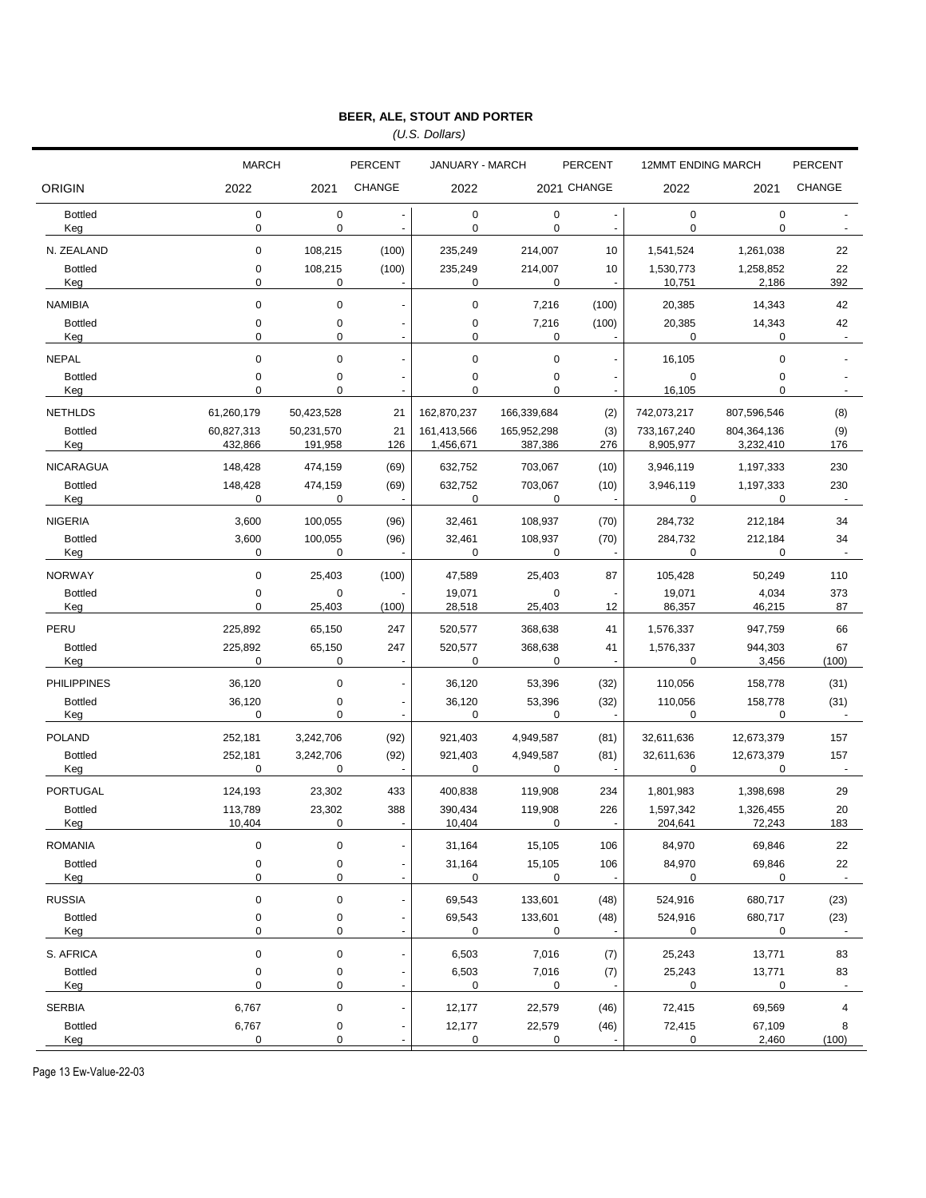## BEER, ALE, STOUT AND PORTER

*(U.S. Dollars)*

| ORIGIN | MARCH 2022 | MARCH 2021 | PERCENT CHANGE | JANUARY - MARCH 2022 | JANUARY - MARCH 2021 | PERCENT CHANGE | 12MMT ENDING MARCH 2022 | 12MMT ENDING MARCH 2021 | PERCENT CHANGE |
|---|---|---|---|---|---|---|---|---|---|
| Bottled | 0 | 0 | - | 0 | 0 | - | 0 | 0 | - |
| Keg | 0 | 0 | - | 0 | 0 | - | 0 | 0 | - |
| N. ZEALAND | 0 | 108,215 | (100) | 235,249 | 214,007 | 10 | 1,541,524 | 1,261,038 | 22 |
| Bottled | 0 | 108,215 | (100) | 235,249 | 214,007 | 10 | 1,530,773 | 1,258,852 | 22 |
| Keg | 0 | 0 | - | 0 | 0 | - | 10,751 | 2,186 | 392 |
| NAMIBIA | 0 | 0 | - | 0 | 7,216 | (100) | 20,385 | 14,343 | 42 |
| Bottled | 0 | 0 | - | 0 | 7,216 | (100) | 20,385 | 14,343 | 42 |
| Keg | 0 | 0 | - | 0 | 0 | - | 0 | 0 | - |
| NEPAL | 0 | 0 | - | 0 | 0 | - | 16,105 | 0 | - |
| Bottled | 0 | 0 | - | 0 | 0 | - | 0 | 0 | - |
| Keg | 0 | 0 | - | 0 | 0 | - | 16,105 | 0 | - |
| NETHLDS | 61,260,179 | 50,423,528 | 21 | 162,870,237 | 166,339,684 | (2) | 742,073,217 | 807,596,546 | (8) |
| Bottled | 60,827,313 | 50,231,570 | 21 | 161,413,566 | 165,952,298 | (3) | 733,167,240 | 804,364,136 | (9) |
| Keg | 432,866 | 191,958 | 126 | 1,456,671 | 387,386 | 276 | 8,905,977 | 3,232,410 | 176 |
| NICARAGUA | 148,428 | 474,159 | (69) | 632,752 | 703,067 | (10) | 3,946,119 | 1,197,333 | 230 |
| Bottled | 148,428 | 474,159 | (69) | 632,752 | 703,067 | (10) | 3,946,119 | 1,197,333 | 230 |
| Keg | 0 | 0 | - | 0 | 0 | - | 0 | 0 | - |
| NIGERIA | 3,600 | 100,055 | (96) | 32,461 | 108,937 | (70) | 284,732 | 212,184 | 34 |
| Bottled | 3,600 | 100,055 | (96) | 32,461 | 108,937 | (70) | 284,732 | 212,184 | 34 |
| Keg | 0 | 0 | - | 0 | 0 | - | 0 | 0 | - |
| NORWAY | 0 | 25,403 | (100) | 47,589 | 25,403 | 87 | 105,428 | 50,249 | 110 |
| Bottled | 0 | 0 | - | 19,071 | 0 | - | 19,071 | 4,034 | 373 |
| Keg | 0 | 25,403 | (100) | 28,518 | 25,403 | 12 | 86,357 | 46,215 | 87 |
| PERU | 225,892 | 65,150 | 247 | 520,577 | 368,638 | 41 | 1,576,337 | 947,759 | 66 |
| Bottled | 225,892 | 65,150 | 247 | 520,577 | 368,638 | 41 | 1,576,337 | 944,303 | 67 |
| Keg | 0 | 0 | - | 0 | 0 | - | 0 | 3,456 | (100) |
| PHILIPPINES | 36,120 | 0 | - | 36,120 | 53,396 | (32) | 110,056 | 158,778 | (31) |
| Bottled | 36,120 | 0 | - | 36,120 | 53,396 | (32) | 110,056 | 158,778 | (31) |
| Keg | 0 | 0 | - | 0 | 0 | - | 0 | 0 | - |
| POLAND | 252,181 | 3,242,706 | (92) | 921,403 | 4,949,587 | (81) | 32,611,636 | 12,673,379 | 157 |
| Bottled | 252,181 | 3,242,706 | (92) | 921,403 | 4,949,587 | (81) | 32,611,636 | 12,673,379 | 157 |
| Keg | 0 | 0 | - | 0 | 0 | - | 0 | 0 | - |
| PORTUGAL | 124,193 | 23,302 | 433 | 400,838 | 119,908 | 234 | 1,801,983 | 1,398,698 | 29 |
| Bottled | 113,789 | 23,302 | 388 | 390,434 | 119,908 | 226 | 1,597,342 | 1,326,455 | 20 |
| Keg | 10,404 | 0 | - | 10,404 | 0 | - | 204,641 | 72,243 | 183 |
| ROMANIA | 0 | 0 | - | 31,164 | 15,105 | 106 | 84,970 | 69,846 | 22 |
| Bottled | 0 | 0 | - | 31,164 | 15,105 | 106 | 84,970 | 69,846 | 22 |
| Keg | 0 | 0 | - | 0 | 0 | - | 0 | 0 | - |
| RUSSIA | 0 | 0 | - | 69,543 | 133,601 | (48) | 524,916 | 680,717 | (23) |
| Bottled | 0 | 0 | - | 69,543 | 133,601 | (48) | 524,916 | 680,717 | (23) |
| Keg | 0 | 0 | - | 0 | 0 | - | 0 | 0 | - |
| S. AFRICA | 0 | 0 | - | 6,503 | 7,016 | (7) | 25,243 | 13,771 | 83 |
| Bottled | 0 | 0 | - | 6,503 | 7,016 | (7) | 25,243 | 13,771 | 83 |
| Keg | 0 | 0 | - | 0 | 0 | - | 0 | 0 | - |
| SERBIA | 6,767 | 0 | - | 12,177 | 22,579 | (46) | 72,415 | 69,569 | 4 |
| Bottled | 6,767 | 0 | - | 12,177 | 22,579 | (46) | 72,415 | 67,109 | 8 |
| Keg | 0 | 0 | - | 0 | 0 | - | 0 | 2,460 | (100) |

Page 13 Ew-Value-22-03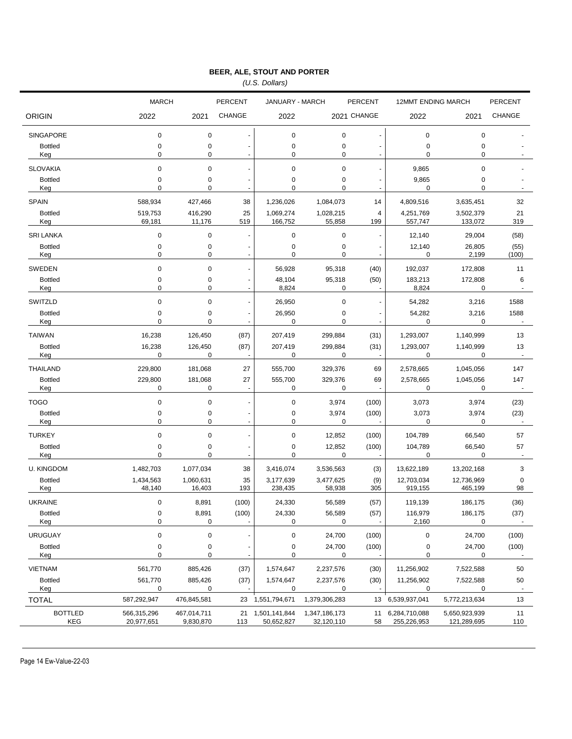## BEER, ALE, STOUT AND PORTER

*(U.S. Dollars)*

| ORIGIN | MARCH 2022 | MARCH 2021 | PERCENT CHANGE | JANUARY - MARCH 2022 | JANUARY - MARCH 2021 | PERCENT CHANGE | 12MMT ENDING MARCH 2022 | 12MMT ENDING MARCH 2021 | PERCENT CHANGE |
|---|---|---|---|---|---|---|---|---|---|
| SINGAPORE | 0 | 0 | - | 0 | 0 | - | 0 | 0 | - |
| Bottled | 0 | 0 | - | 0 | 0 | - | 0 | 0 | - |
| Keg | 0 | 0 | - | 0 | 0 | - | 0 | 0 | - |
| SLOVAKIA | 0 | 0 | - | 0 | 0 | - | 9,865 | 0 | - |
| Bottled | 0 | 0 | - | 0 | 0 | - | 9,865 | 0 | - |
| Keg | 0 | 0 | - | 0 | 0 | - | 0 | 0 | - |
| SPAIN | 588,934 | 427,466 | 38 | 1,236,026 | 1,084,073 | 14 | 4,809,516 | 3,635,451 | 32 |
| Bottled | 519,753 | 416,290 | 25 | 1,069,274 | 1,028,215 | 4 | 4,251,769 | 3,502,379 | 21 |
| Keg | 69,181 | 11,176 | 519 | 166,752 | 55,858 | 199 | 557,747 | 133,072 | 319 |
| SRI LANKA | 0 | 0 | - | 0 | 0 | - | 12,140 | 29,004 | (58) |
| Bottled | 0 | 0 | - | 0 | 0 | - | 12,140 | 26,805 | (55) |
| Keg | 0 | 0 | - | 0 | 0 | - | 0 | 2,199 | (100) |
| SWEDEN | 0 | 0 | - | 56,928 | 95,318 | (40) | 192,037 | 172,808 | 11 |
| Bottled | 0 | 0 | - | 48,104 | 95,318 | (50) | 183,213 | 172,808 | 6 |
| Keg | 0 | 0 | - | 8,824 | 0 | - | 8,824 | 0 | - |
| SWITZLD | 0 | 0 | - | 26,950 | 0 | - | 54,282 | 3,216 | 1588 |
| Bottled | 0 | 0 | - | 26,950 | 0 | - | 54,282 | 3,216 | 1588 |
| Keg | 0 | 0 | - | 0 | 0 | - | 0 | 0 | - |
| TAIWAN | 16,238 | 126,450 | (87) | 207,419 | 299,884 | (31) | 1,293,007 | 1,140,999 | 13 |
| Bottled | 16,238 | 126,450 | (87) | 207,419 | 299,884 | (31) | 1,293,007 | 1,140,999 | 13 |
| Keg | 0 | 0 | - | 0 | 0 | - | 0 | 0 | - |
| THAILAND | 229,800 | 181,068 | 27 | 555,700 | 329,376 | 69 | 2,578,665 | 1,045,056 | 147 |
| Bottled | 229,800 | 181,068 | 27 | 555,700 | 329,376 | 69 | 2,578,665 | 1,045,056 | 147 |
| Keg | 0 | 0 | - | 0 | 0 | - | 0 | 0 | - |
| TOGO | 0 | 0 | - | 0 | 3,974 | (100) | 3,073 | 3,974 | (23) |
| Bottled | 0 | 0 | - | 0 | 3,974 | (100) | 3,073 | 3,974 | (23) |
| Keg | 0 | 0 | - | 0 | 0 | - | 0 | 0 | - |
| TURKEY | 0 | 0 | - | 0 | 12,852 | (100) | 104,789 | 66,540 | 57 |
| Bottled | 0 | 0 | - | 0 | 12,852 | (100) | 104,789 | 66,540 | 57 |
| Keg | 0 | 0 | - | 0 | 0 | - | 0 | 0 | - |
| U. KINGDOM | 1,482,703 | 1,077,034 | 38 | 3,416,074 | 3,536,563 | (3) | 13,622,189 | 13,202,168 | 3 |
| Bottled | 1,434,563 | 1,060,631 | 35 | 3,177,639 | 3,477,625 | (9) | 12,703,034 | 12,736,969 | 0 |
| Keg | 48,140 | 16,403 | 193 | 238,435 | 58,938 | 305 | 919,155 | 465,199 | 98 |
| UKRAINE | 0 | 8,891 | (100) | 24,330 | 56,589 | (57) | 119,139 | 186,175 | (36) |
| Bottled | 0 | 8,891 | (100) | 24,330 | 56,589 | (57) | 116,979 | 186,175 | (37) |
| Keg | 0 | 0 | - | 0 | 0 | - | 2,160 | 0 | - |
| URUGUAY | 0 | 0 | - | 0 | 24,700 | (100) | 0 | 24,700 | (100) |
| Bottled | 0 | 0 | - | 0 | 24,700 | (100) | 0 | 24,700 | (100) |
| Keg | 0 | 0 | - | 0 | 0 | - | 0 | 0 | - |
| VIETNAM | 561,770 | 885,426 | (37) | 1,574,647 | 2,237,576 | (30) | 11,256,902 | 7,522,588 | 50 |
| Bottled | 561,770 | 885,426 | (37) | 1,574,647 | 2,237,576 | (30) | 11,256,902 | 7,522,588 | 50 |
| Keg | 0 | 0 | - | 0 | 0 | - | 0 | 0 | - |
| TOTAL | 587,292,947 | 476,845,581 | 23 | 1,551,794,671 | 1,379,306,283 | 13 | 6,539,937,041 | 5,772,213,634 | 13 |
| BOTTLED | 566,315,296 | 467,014,711 | 21 | 1,501,141,844 | 1,347,186,173 | 11 | 6,284,710,088 | 5,650,923,939 | 11 |
| KEG | 20,977,651 | 9,830,870 | 113 | 50,652,827 | 32,120,110 | 58 | 255,226,953 | 121,289,695 | 110 |

Page 14 Ew-Value-22-03